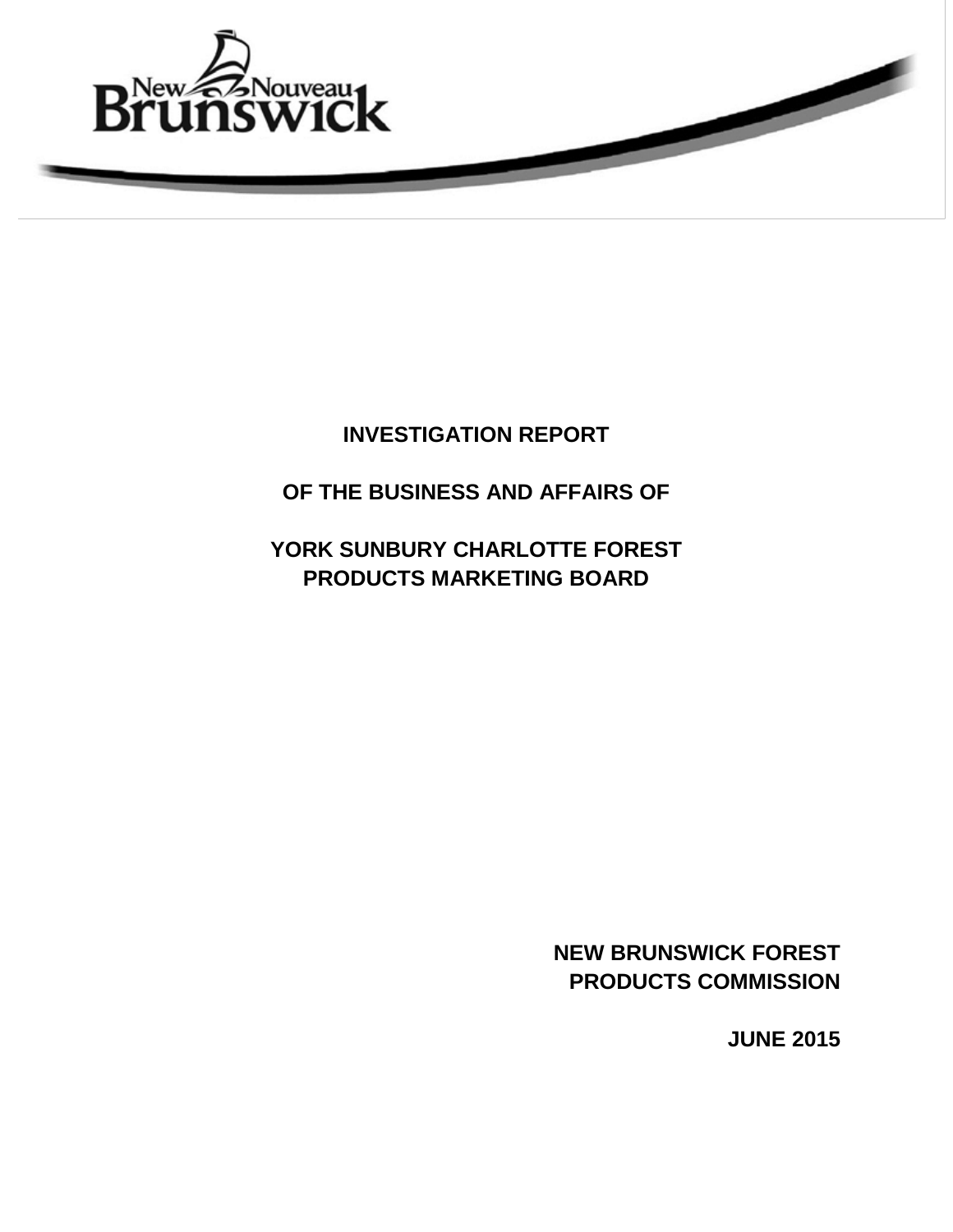# INVESTIGATION REPORT

## OF THE BUSINESS AND AFFAIRS OF

## YORK SUNBURY CHARLOTTE FOREST PRODUCTS MARKETING BOARD

**NEW BRUNSWICK FOREST PRODUCTS COMMISSION**

**JUNE 2015**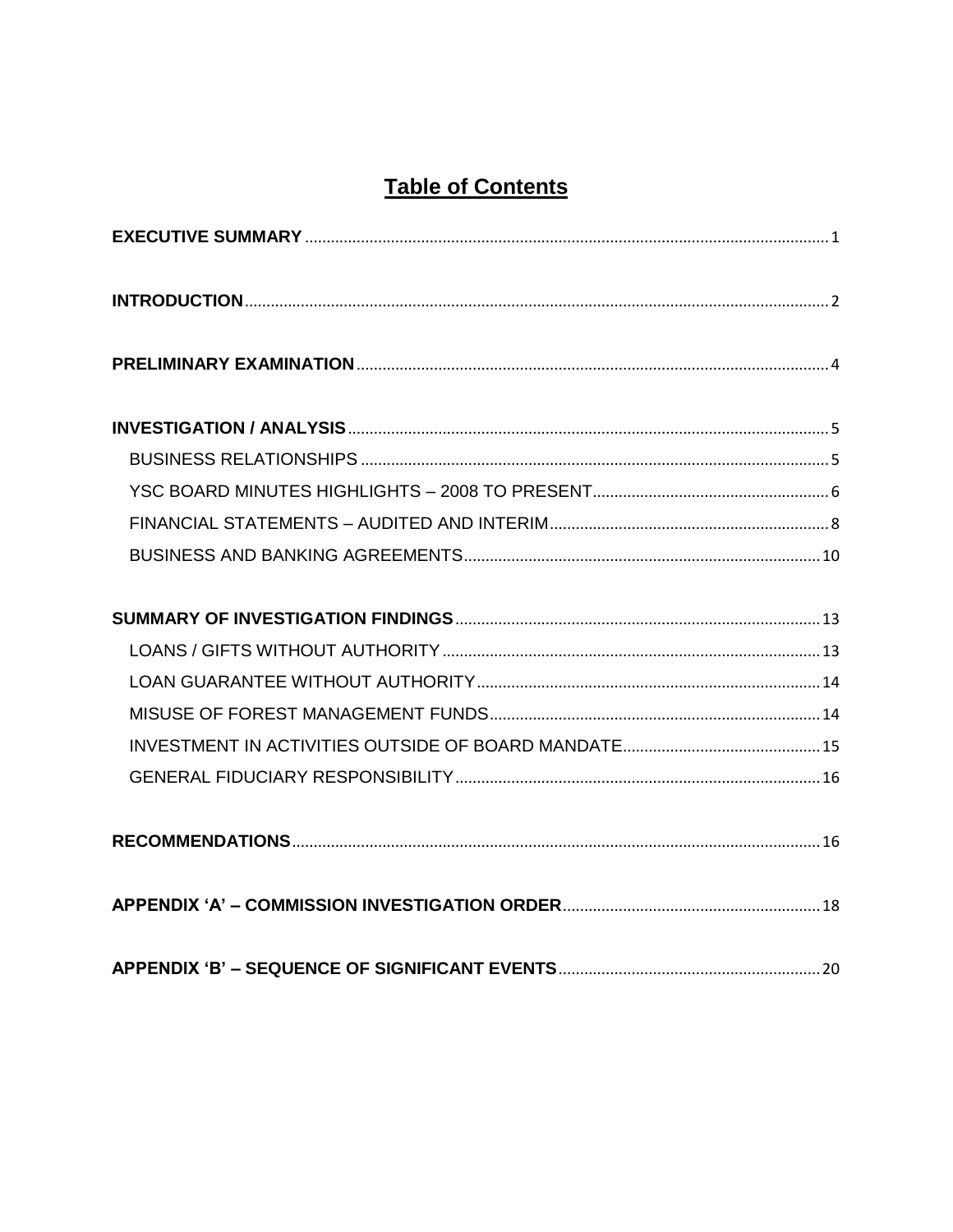# Table of Contents

**EXECUTIVE SUMMARY** .......... 1

**INTRODUCTION** .......... 2

**PRELIMINARY EXAMINATION** .......... 4

**INVESTIGATION / ANALYSIS** .......... 5

- BUSINESS RELATIONSHIPS .......... 5
- YSC BOARD MINUTES HIGHLIGHTS – 2008 TO PRESENT .......... 6
- FINANCIAL STATEMENTS – AUDITED AND INTERIM .......... 8
- BUSINESS AND BANKING AGREEMENTS .......... 10

**SUMMARY OF INVESTIGATION FINDINGS** .......... 13

- LOANS / GIFTS WITHOUT AUTHORITY .......... 13
- LOAN GUARANTEE WITHOUT AUTHORITY .......... 14
- MISUSE OF FOREST MANAGEMENT FUNDS .......... 14
- INVESTMENT IN ACTIVITIES OUTSIDE OF BOARD MANDATE .......... 15
- GENERAL FIDUCIARY RESPONSIBILITY .......... 16

**RECOMMENDATIONS** .......... 16

**APPENDIX 'A' – COMMISSION INVESTIGATION ORDER** .......... 18

**APPENDIX 'B' – SEQUENCE OF SIGNIFICANT EVENTS** .......... 20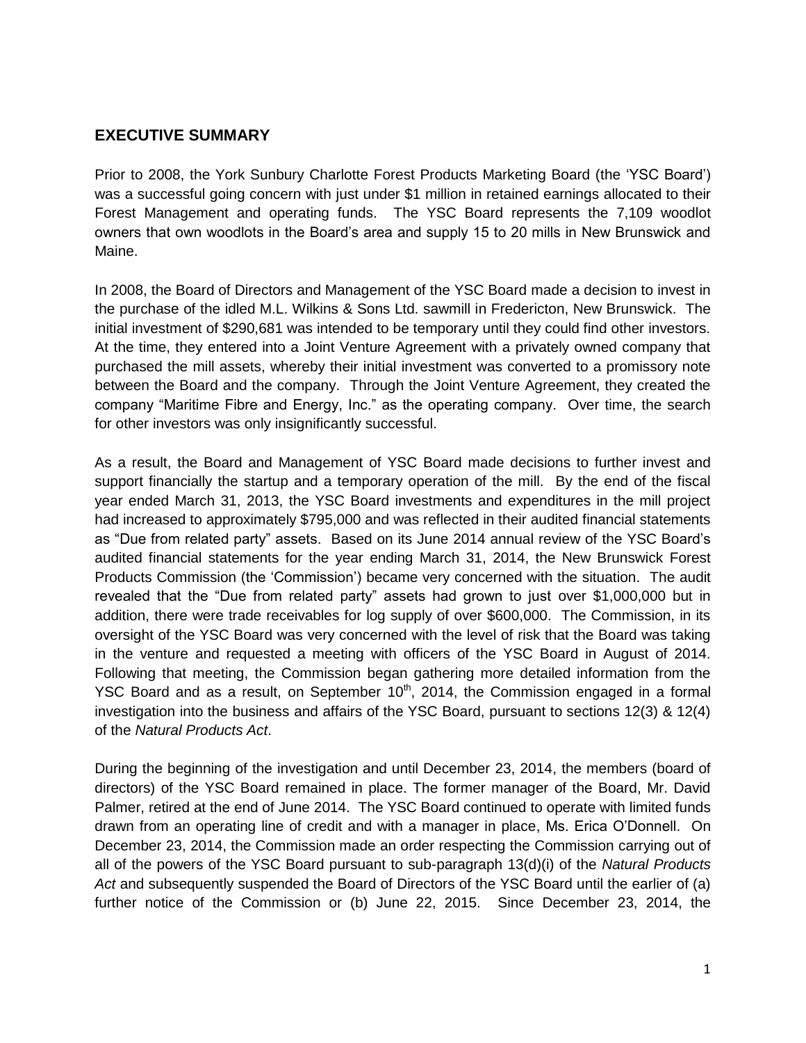## EXECUTIVE SUMMARY

Prior to 2008, the York Sunbury Charlotte Forest Products Marketing Board (the 'YSC Board') was a successful going concern with just under $1 million in retained earnings allocated to their Forest Management and operating funds. The YSC Board represents the 7,109 woodlot owners that own woodlots in the Board's area and supply 15 to 20 mills in New Brunswick and Maine.

In 2008, the Board of Directors and Management of the YSC Board made a decision to invest in the purchase of the idled M.L. Wilkins & Sons Ltd. sawmill in Fredericton, New Brunswick. The initial investment of $290,681 was intended to be temporary until they could find other investors. At the time, they entered into a Joint Venture Agreement with a privately owned company that purchased the mill assets, whereby their initial investment was converted to a promissory note between the Board and the company. Through the Joint Venture Agreement, they created the company "Maritime Fibre and Energy, Inc." as the operating company. Over time, the search for other investors was only insignificantly successful.

As a result, the Board and Management of YSC Board made decisions to further invest and support financially the startup and a temporary operation of the mill. By the end of the fiscal year ended March 31, 2013, the YSC Board investments and expenditures in the mill project had increased to approximately $795,000 and was reflected in their audited financial statements as "Due from related party" assets. Based on its June 2014 annual review of the YSC Board's audited financial statements for the year ending March 31, 2014, the New Brunswick Forest Products Commission (the 'Commission') became very concerned with the situation. The audit revealed that the "Due from related party" assets had grown to just over $1,000,000 but in addition, there were trade receivables for log supply of over $600,000. The Commission, in its oversight of the YSC Board was very concerned with the level of risk that the Board was taking in the venture and requested a meeting with officers of the YSC Board in August of 2014. Following that meeting, the Commission began gathering more detailed information from the YSC Board and as a result, on September 10th, 2014, the Commission engaged in a formal investigation into the business and affairs of the YSC Board, pursuant to sections 12(3) & 12(4) of the *Natural Products Act*.

During the beginning of the investigation and until December 23, 2014, the members (board of directors) of the YSC Board remained in place. The former manager of the Board, Mr. David Palmer, retired at the end of June 2014. The YSC Board continued to operate with limited funds drawn from an operating line of credit and with a manager in place, Ms. Erica O'Donnell. On December 23, 2014, the Commission made an order respecting the Commission carrying out of all of the powers of the YSC Board pursuant to sub-paragraph 13(d)(i) of the *Natural Products Act* and subsequently suspended the Board of Directors of the YSC Board until the earlier of (a) further notice of the Commission or (b) June 22, 2015. Since December 23, 2014, the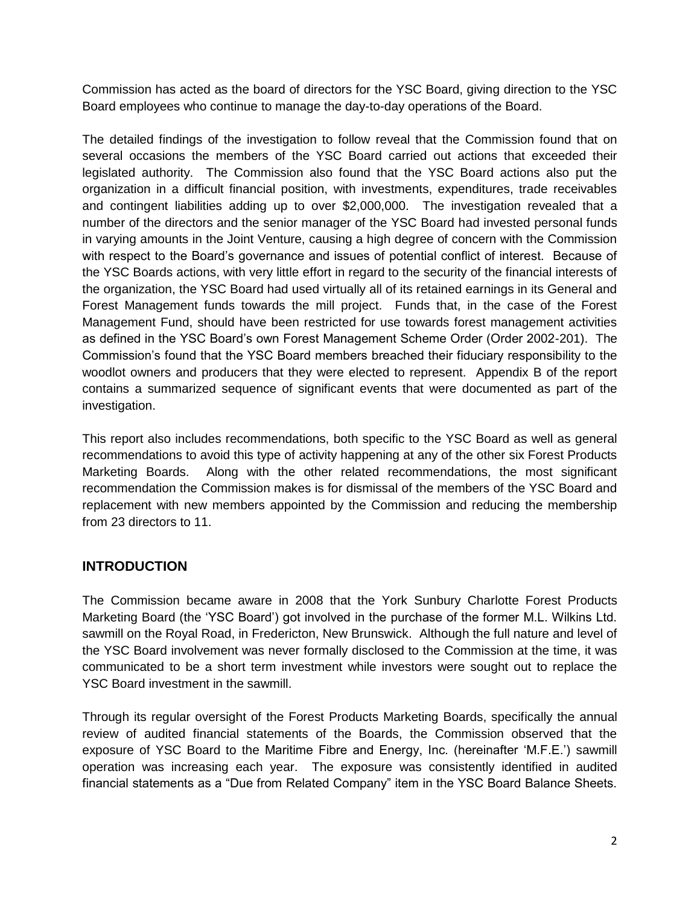Commission has acted as the board of directors for the YSC Board, giving direction to the YSC Board employees who continue to manage the day-to-day operations of the Board.

The detailed findings of the investigation to follow reveal that the Commission found that on several occasions the members of the YSC Board carried out actions that exceeded their legislated authority. The Commission also found that the YSC Board actions also put the organization in a difficult financial position, with investments, expenditures, trade receivables and contingent liabilities adding up to over $2,000,000. The investigation revealed that a number of the directors and the senior manager of the YSC Board had invested personal funds in varying amounts in the Joint Venture, causing a high degree of concern with the Commission with respect to the Board's governance and issues of potential conflict of interest. Because of the YSC Boards actions, with very little effort in regard to the security of the financial interests of the organization, the YSC Board had used virtually all of its retained earnings in its General and Forest Management funds towards the mill project. Funds that, in the case of the Forest Management Fund, should have been restricted for use towards forest management activities as defined in the YSC Board's own Forest Management Scheme Order (Order 2002-201). The Commission's found that the YSC Board members breached their fiduciary responsibility to the woodlot owners and producers that they were elected to represent. Appendix B of the report contains a summarized sequence of significant events that were documented as part of the investigation.

This report also includes recommendations, both specific to the YSC Board as well as general recommendations to avoid this type of activity happening at any of the other six Forest Products Marketing Boards. Along with the other related recommendations, the most significant recommendation the Commission makes is for dismissal of the members of the YSC Board and replacement with new members appointed by the Commission and reducing the membership from 23 directors to 11.

## INTRODUCTION

The Commission became aware in 2008 that the York Sunbury Charlotte Forest Products Marketing Board (the 'YSC Board') got involved in the purchase of the former M.L. Wilkins Ltd. sawmill on the Royal Road, in Fredericton, New Brunswick. Although the full nature and level of the YSC Board involvement was never formally disclosed to the Commission at the time, it was communicated to be a short term investment while investors were sought out to replace the YSC Board investment in the sawmill.

Through its regular oversight of the Forest Products Marketing Boards, specifically the annual review of audited financial statements of the Boards, the Commission observed that the exposure of YSC Board to the Maritime Fibre and Energy, Inc. (hereinafter 'M.F.E.') sawmill operation was increasing each year. The exposure was consistently identified in audited financial statements as a "Due from Related Company" item in the YSC Board Balance Sheets.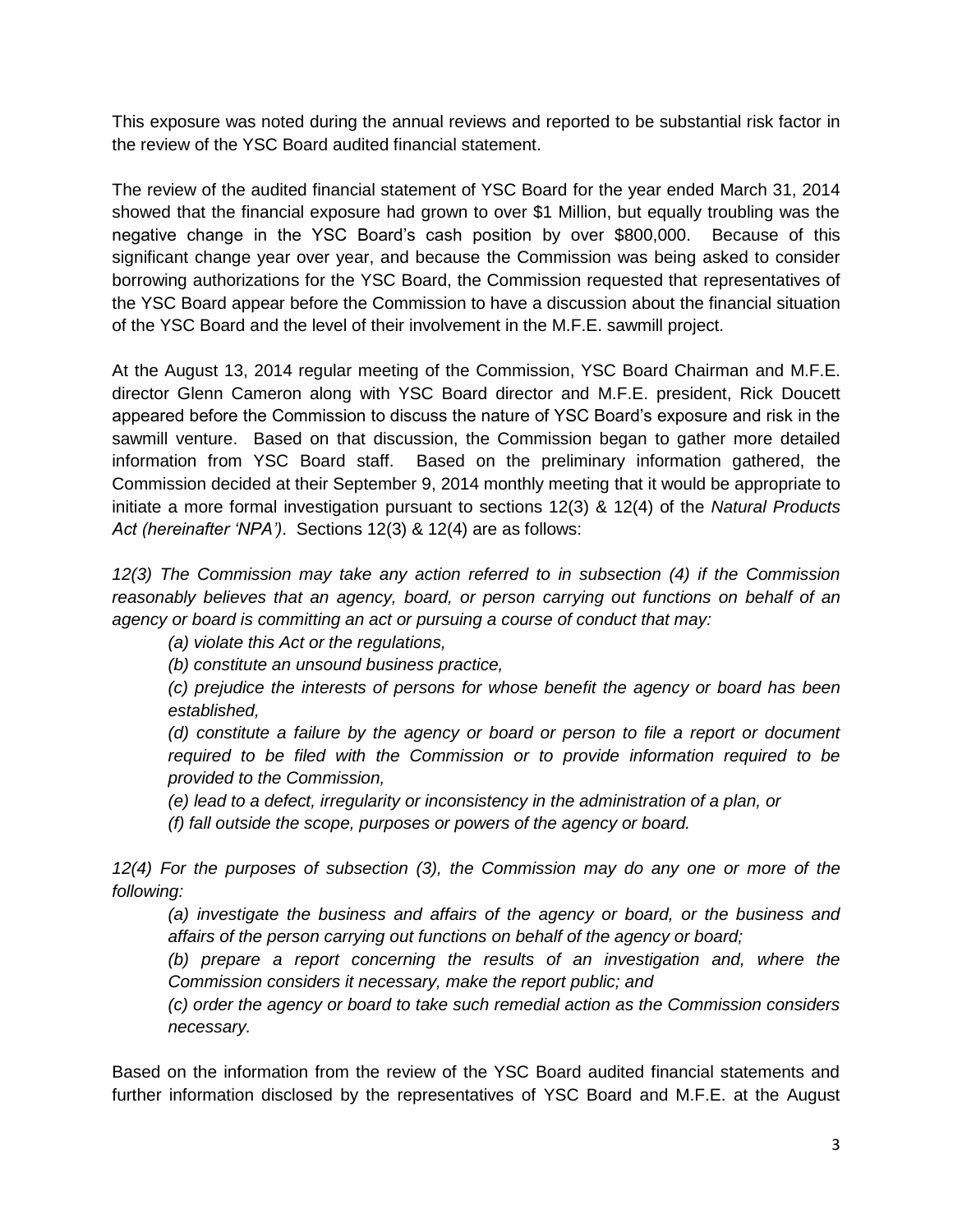This exposure was noted during the annual reviews and reported to be substantial risk factor in the review of the YSC Board audited financial statement.

The review of the audited financial statement of YSC Board for the year ended March 31, 2014 showed that the financial exposure had grown to over $1 Million, but equally troubling was the negative change in the YSC Board's cash position by over $800,000. Because of this significant change year over year, and because the Commission was being asked to consider borrowing authorizations for the YSC Board, the Commission requested that representatives of the YSC Board appear before the Commission to have a discussion about the financial situation of the YSC Board and the level of their involvement in the M.F.E. sawmill project.

At the August 13, 2014 regular meeting of the Commission, YSC Board Chairman and M.F.E. director Glenn Cameron along with YSC Board director and M.F.E. president, Rick Doucett appeared before the Commission to discuss the nature of YSC Board's exposure and risk in the sawmill venture. Based on that discussion, the Commission began to gather more detailed information from YSC Board staff. Based on the preliminary information gathered, the Commission decided at their September 9, 2014 monthly meeting that it would be appropriate to initiate a more formal investigation pursuant to sections 12(3) & 12(4) of the *Natural Products Act (hereinafter 'NPA')*. Sections 12(3) & 12(4) are as follows:

*12(3) The Commission may take any action referred to in subsection (4) if the Commission reasonably believes that an agency, board, or person carrying out functions on behalf of an agency or board is committing an act or pursuing a course of conduct that may:*

*(a) violate this Act or the regulations,*

*(b) constitute an unsound business practice,*

*(c) prejudice the interests of persons for whose benefit the agency or board has been established,*

*(d) constitute a failure by the agency or board or person to file a report or document required to be filed with the Commission or to provide information required to be provided to the Commission,*

*(e) lead to a defect, irregularity or inconsistency in the administration of a plan, or*

*(f) fall outside the scope, purposes or powers of the agency or board.*

*12(4) For the purposes of subsection (3), the Commission may do any one or more of the following:*

*(a) investigate the business and affairs of the agency or board, or the business and affairs of the person carrying out functions on behalf of the agency or board;*

*(b) prepare a report concerning the results of an investigation and, where the Commission considers it necessary, make the report public; and*

*(c) order the agency or board to take such remedial action as the Commission considers necessary.*

Based on the information from the review of the YSC Board audited financial statements and further information disclosed by the representatives of YSC Board and M.F.E. at the August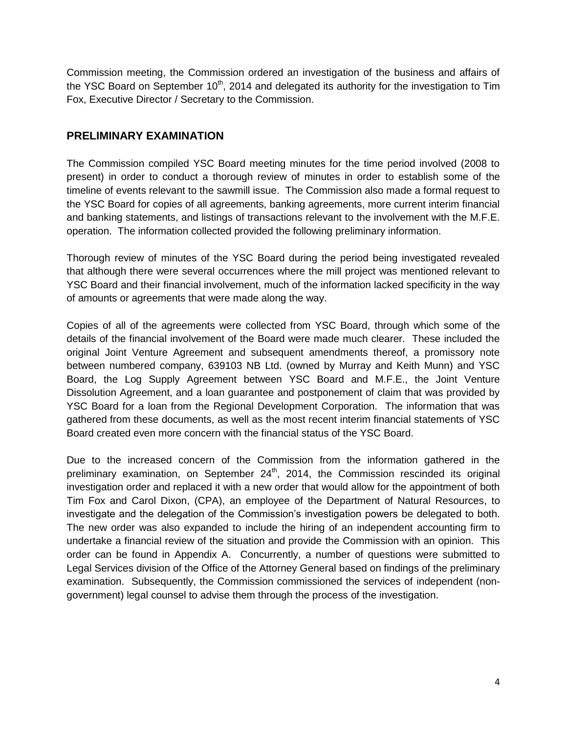Commission meeting, the Commission ordered an investigation of the business and affairs of the YSC Board on September 10th, 2014 and delegated its authority for the investigation to Tim Fox, Executive Director / Secretary to the Commission.

## PRELIMINARY EXAMINATION

The Commission compiled YSC Board meeting minutes for the time period involved (2008 to present) in order to conduct a thorough review of minutes in order to establish some of the timeline of events relevant to the sawmill issue. The Commission also made a formal request to the YSC Board for copies of all agreements, banking agreements, more current interim financial and banking statements, and listings of transactions relevant to the involvement with the M.F.E. operation. The information collected provided the following preliminary information.

Thorough review of minutes of the YSC Board during the period being investigated revealed that although there were several occurrences where the mill project was mentioned relevant to YSC Board and their financial involvement, much of the information lacked specificity in the way of amounts or agreements that were made along the way.

Copies of all of the agreements were collected from YSC Board, through which some of the details of the financial involvement of the Board were made much clearer. These included the original Joint Venture Agreement and subsequent amendments thereof, a promissory note between numbered company, 639103 NB Ltd. (owned by Murray and Keith Munn) and YSC Board, the Log Supply Agreement between YSC Board and M.F.E., the Joint Venture Dissolution Agreement, and a loan guarantee and postponement of claim that was provided by YSC Board for a loan from the Regional Development Corporation. The information that was gathered from these documents, as well as the most recent interim financial statements of YSC Board created even more concern with the financial status of the YSC Board.

Due to the increased concern of the Commission from the information gathered in the preliminary examination, on September 24th, 2014, the Commission rescinded its original investigation order and replaced it with a new order that would allow for the appointment of both Tim Fox and Carol Dixon, (CPA), an employee of the Department of Natural Resources, to investigate and the delegation of the Commission's investigation powers be delegated to both. The new order was also expanded to include the hiring of an independent accounting firm to undertake a financial review of the situation and provide the Commission with an opinion. This order can be found in Appendix A. Concurrently, a number of questions were submitted to Legal Services division of the Office of the Attorney General based on findings of the preliminary examination. Subsequently, the Commission commissioned the services of independent (non-government) legal counsel to advise them through the process of the investigation.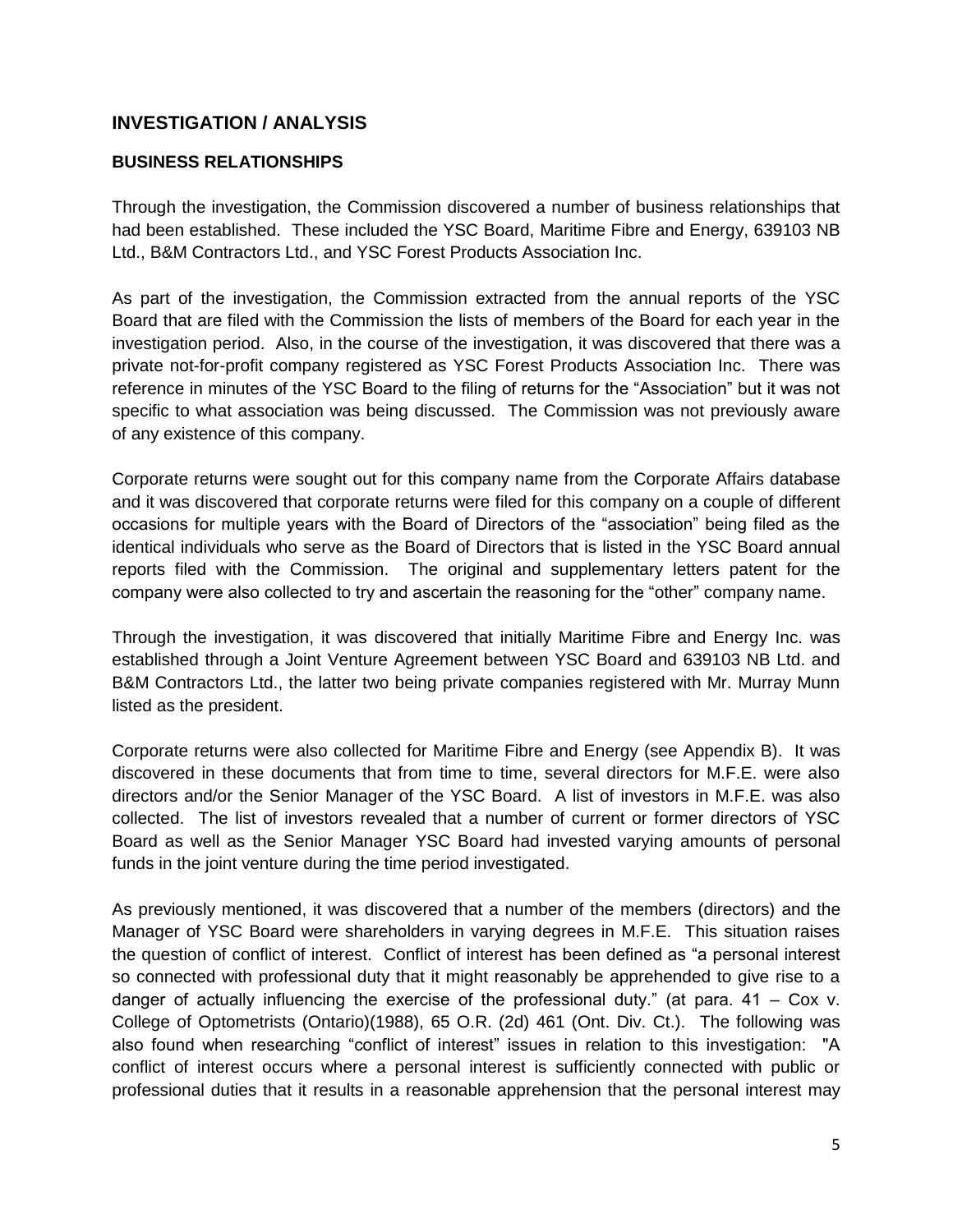## INVESTIGATION / ANALYSIS

### BUSINESS RELATIONSHIPS

Through the investigation, the Commission discovered a number of business relationships that had been established. These included the YSC Board, Maritime Fibre and Energy, 639103 NB Ltd., B&M Contractors Ltd., and YSC Forest Products Association Inc.

As part of the investigation, the Commission extracted from the annual reports of the YSC Board that are filed with the Commission the lists of members of the Board for each year in the investigation period. Also, in the course of the investigation, it was discovered that there was a private not-for-profit company registered as YSC Forest Products Association Inc. There was reference in minutes of the YSC Board to the filing of returns for the "Association" but it was not specific to what association was being discussed. The Commission was not previously aware of any existence of this company.

Corporate returns were sought out for this company name from the Corporate Affairs database and it was discovered that corporate returns were filed for this company on a couple of different occasions for multiple years with the Board of Directors of the "association" being filed as the identical individuals who serve as the Board of Directors that is listed in the YSC Board annual reports filed with the Commission. The original and supplementary letters patent for the company were also collected to try and ascertain the reasoning for the "other" company name.

Through the investigation, it was discovered that initially Maritime Fibre and Energy Inc. was established through a Joint Venture Agreement between YSC Board and 639103 NB Ltd. and B&M Contractors Ltd., the latter two being private companies registered with Mr. Murray Munn listed as the president.

Corporate returns were also collected for Maritime Fibre and Energy (see Appendix B). It was discovered in these documents that from time to time, several directors for M.F.E. were also directors and/or the Senior Manager of the YSC Board. A list of investors in M.F.E. was also collected. The list of investors revealed that a number of current or former directors of YSC Board as well as the Senior Manager YSC Board had invested varying amounts of personal funds in the joint venture during the time period investigated.

As previously mentioned, it was discovered that a number of the members (directors) and the Manager of YSC Board were shareholders in varying degrees in M.F.E. This situation raises the question of conflict of interest. Conflict of interest has been defined as "a personal interest so connected with professional duty that it might reasonably be apprehended to give rise to a danger of actually influencing the exercise of the professional duty." (at para. 41 – Cox v. College of Optometrists (Ontario)(1988), 65 O.R. (2d) 461 (Ont. Div. Ct.). The following was also found when researching "conflict of interest" issues in relation to this investigation: "A conflict of interest occurs where a personal interest is sufficiently connected with public or professional duties that it results in a reasonable apprehension that the personal interest may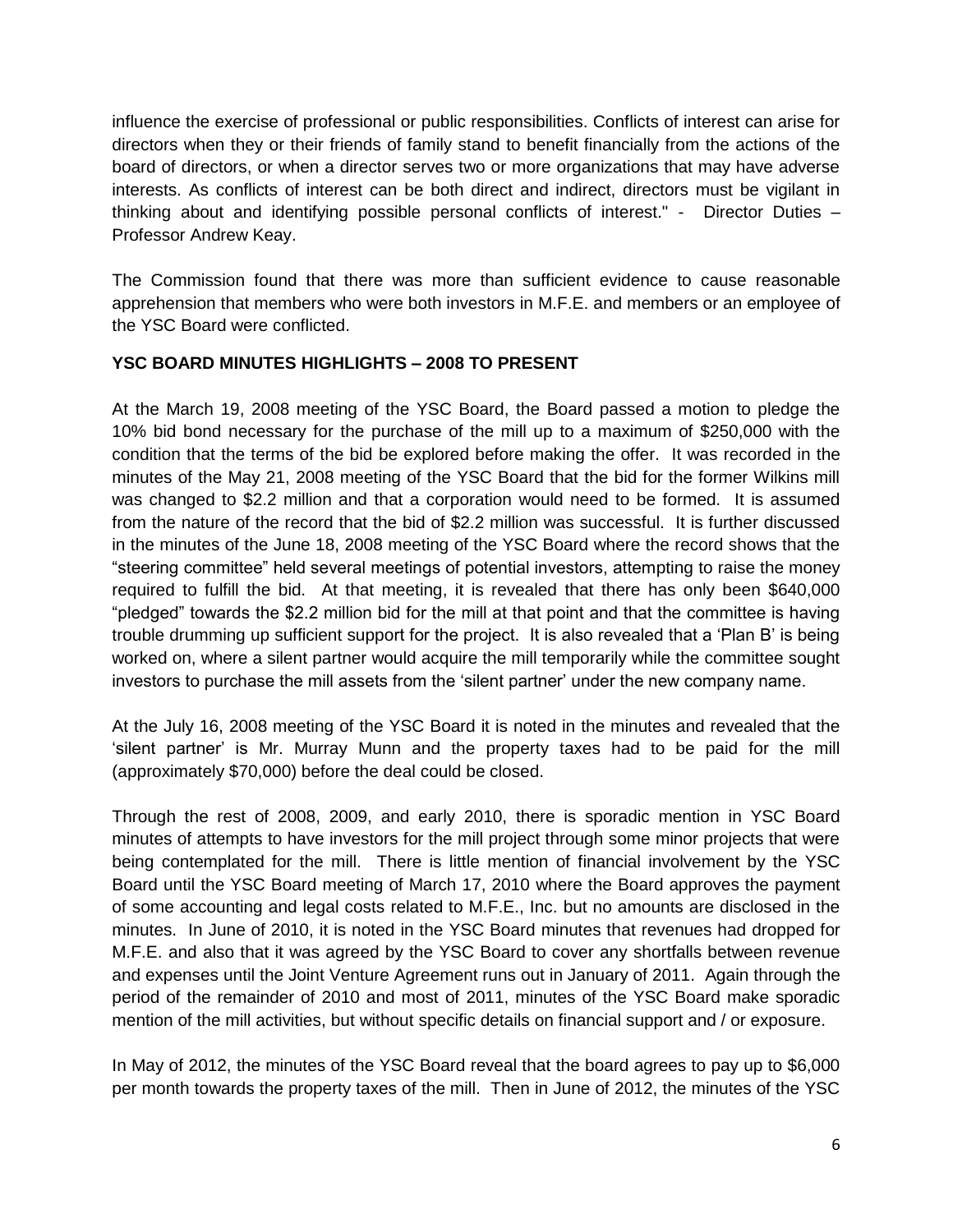influence the exercise of professional or public responsibilities. Conflicts of interest can arise for directors when they or their friends of family stand to benefit financially from the actions of the board of directors, or when a director serves two or more organizations that may have adverse interests. As conflicts of interest can be both direct and indirect, directors must be vigilant in thinking about and identifying possible personal conflicts of interest." - Director Duties – Professor Andrew Keay.

The Commission found that there was more than sufficient evidence to cause reasonable apprehension that members who were both investors in M.F.E. and members or an employee of the YSC Board were conflicted.

**YSC BOARD MINUTES HIGHLIGHTS – 2008 TO PRESENT**

At the March 19, 2008 meeting of the YSC Board, the Board passed a motion to pledge the 10% bid bond necessary for the purchase of the mill up to a maximum of $250,000 with the condition that the terms of the bid be explored before making the offer. It was recorded in the minutes of the May 21, 2008 meeting of the YSC Board that the bid for the former Wilkins mill was changed to $2.2 million and that a corporation would need to be formed. It is assumed from the nature of the record that the bid of $2.2 million was successful. It is further discussed in the minutes of the June 18, 2008 meeting of the YSC Board where the record shows that the "steering committee" held several meetings of potential investors, attempting to raise the money required to fulfill the bid. At that meeting, it is revealed that there has only been $640,000 "pledged" towards the $2.2 million bid for the mill at that point and that the committee is having trouble drumming up sufficient support for the project. It is also revealed that a 'Plan B' is being worked on, where a silent partner would acquire the mill temporarily while the committee sought investors to purchase the mill assets from the 'silent partner' under the new company name.

At the July 16, 2008 meeting of the YSC Board it is noted in the minutes and revealed that the 'silent partner' is Mr. Murray Munn and the property taxes had to be paid for the mill (approximately $70,000) before the deal could be closed.

Through the rest of 2008, 2009, and early 2010, there is sporadic mention in YSC Board minutes of attempts to have investors for the mill project through some minor projects that were being contemplated for the mill. There is little mention of financial involvement by the YSC Board until the YSC Board meeting of March 17, 2010 where the Board approves the payment of some accounting and legal costs related to M.F.E., Inc. but no amounts are disclosed in the minutes. In June of 2010, it is noted in the YSC Board minutes that revenues had dropped for M.F.E. and also that it was agreed by the YSC Board to cover any shortfalls between revenue and expenses until the Joint Venture Agreement runs out in January of 2011. Again through the period of the remainder of 2010 and most of 2011, minutes of the YSC Board make sporadic mention of the mill activities, but without specific details on financial support and / or exposure.

In May of 2012, the minutes of the YSC Board reveal that the board agrees to pay up to $6,000 per month towards the property taxes of the mill. Then in June of 2012, the minutes of the YSC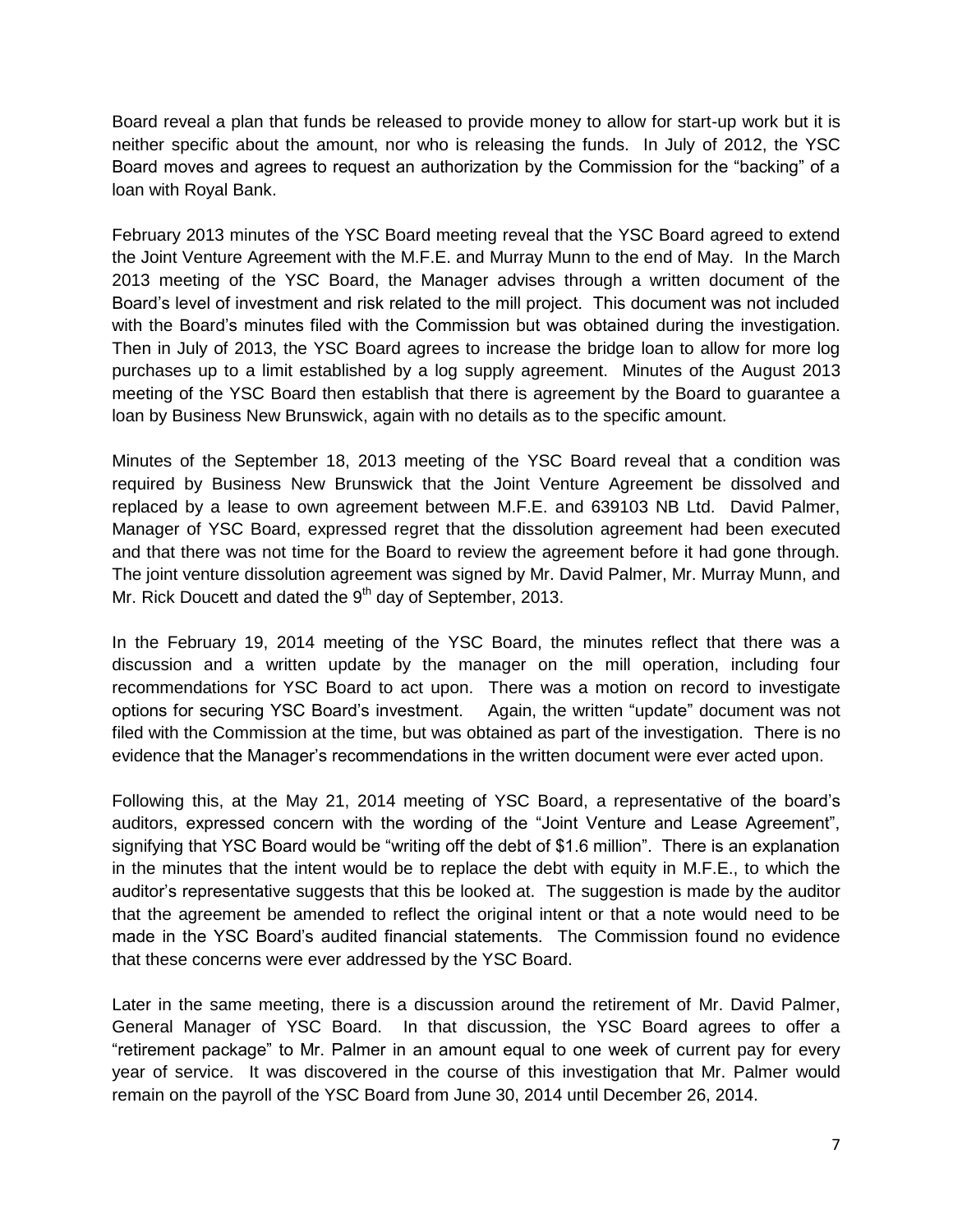Board reveal a plan that funds be released to provide money to allow for start-up work but it is neither specific about the amount, nor who is releasing the funds. In July of 2012, the YSC Board moves and agrees to request an authorization by the Commission for the "backing" of a loan with Royal Bank.

February 2013 minutes of the YSC Board meeting reveal that the YSC Board agreed to extend the Joint Venture Agreement with the M.F.E. and Murray Munn to the end of May. In the March 2013 meeting of the YSC Board, the Manager advises through a written document of the Board's level of investment and risk related to the mill project. This document was not included with the Board's minutes filed with the Commission but was obtained during the investigation. Then in July of 2013, the YSC Board agrees to increase the bridge loan to allow for more log purchases up to a limit established by a log supply agreement. Minutes of the August 2013 meeting of the YSC Board then establish that there is agreement by the Board to guarantee a loan by Business New Brunswick, again with no details as to the specific amount.

Minutes of the September 18, 2013 meeting of the YSC Board reveal that a condition was required by Business New Brunswick that the Joint Venture Agreement be dissolved and replaced by a lease to own agreement between M.F.E. and 639103 NB Ltd. David Palmer, Manager of YSC Board, expressed regret that the dissolution agreement had been executed and that there was not time for the Board to review the agreement before it had gone through. The joint venture dissolution agreement was signed by Mr. David Palmer, Mr. Murray Munn, and Mr. Rick Doucett and dated the 9th day of September, 2013.

In the February 19, 2014 meeting of the YSC Board, the minutes reflect that there was a discussion and a written update by the manager on the mill operation, including four recommendations for YSC Board to act upon. There was a motion on record to investigate options for securing YSC Board's investment. Again, the written "update" document was not filed with the Commission at the time, but was obtained as part of the investigation. There is no evidence that the Manager's recommendations in the written document were ever acted upon.

Following this, at the May 21, 2014 meeting of YSC Board, a representative of the board's auditors, expressed concern with the wording of the "Joint Venture and Lease Agreement", signifying that YSC Board would be "writing off the debt of $1.6 million". There is an explanation in the minutes that the intent would be to replace the debt with equity in M.F.E., to which the auditor's representative suggests that this be looked at. The suggestion is made by the auditor that the agreement be amended to reflect the original intent or that a note would need to be made in the YSC Board's audited financial statements. The Commission found no evidence that these concerns were ever addressed by the YSC Board.

Later in the same meeting, there is a discussion around the retirement of Mr. David Palmer, General Manager of YSC Board. In that discussion, the YSC Board agrees to offer a "retirement package" to Mr. Palmer in an amount equal to one week of current pay for every year of service. It was discovered in the course of this investigation that Mr. Palmer would remain on the payroll of the YSC Board from June 30, 2014 until December 26, 2014.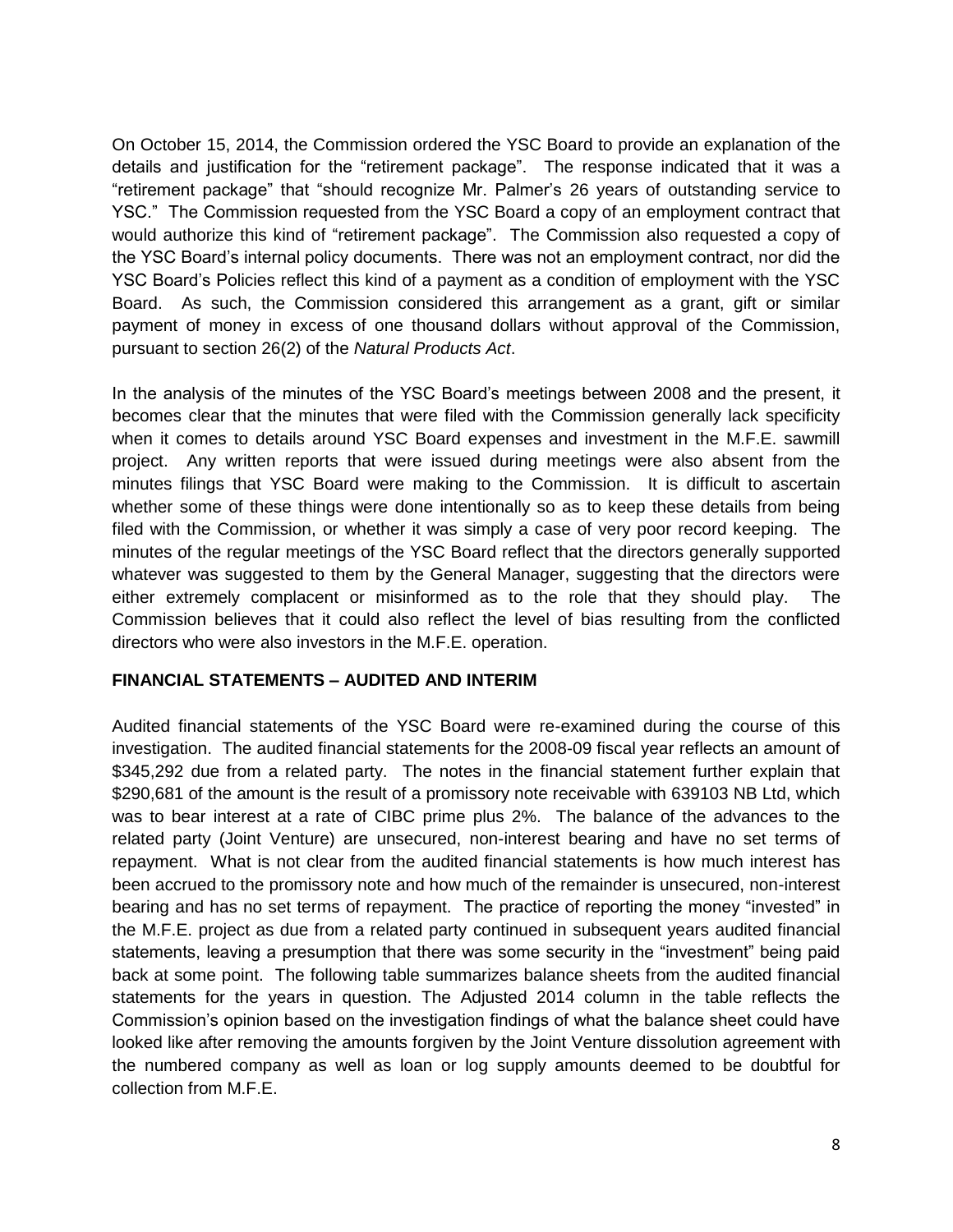On October 15, 2014, the Commission ordered the YSC Board to provide an explanation of the details and justification for the "retirement package". The response indicated that it was a "retirement package" that "should recognize Mr. Palmer's 26 years of outstanding service to YSC." The Commission requested from the YSC Board a copy of an employment contract that would authorize this kind of "retirement package". The Commission also requested a copy of the YSC Board's internal policy documents. There was not an employment contract, nor did the YSC Board's Policies reflect this kind of a payment as a condition of employment with the YSC Board. As such, the Commission considered this arrangement as a grant, gift or similar payment of money in excess of one thousand dollars without approval of the Commission, pursuant to section 26(2) of the *Natural Products Act*.

In the analysis of the minutes of the YSC Board's meetings between 2008 and the present, it becomes clear that the minutes that were filed with the Commission generally lack specificity when it comes to details around YSC Board expenses and investment in the M.F.E. sawmill project. Any written reports that were issued during meetings were also absent from the minutes filings that YSC Board were making to the Commission. It is difficult to ascertain whether some of these things were done intentionally so as to keep these details from being filed with the Commission, or whether it was simply a case of very poor record keeping. The minutes of the regular meetings of the YSC Board reflect that the directors generally supported whatever was suggested to them by the General Manager, suggesting that the directors were either extremely complacent or misinformed as to the role that they should play. The Commission believes that it could also reflect the level of bias resulting from the conflicted directors who were also investors in the M.F.E. operation.

## FINANCIAL STATEMENTS – AUDITED AND INTERIM

Audited financial statements of the YSC Board were re-examined during the course of this investigation. The audited financial statements for the 2008-09 fiscal year reflects an amount of $345,292 due from a related party. The notes in the financial statement further explain that $290,681 of the amount is the result of a promissory note receivable with 639103 NB Ltd, which was to bear interest at a rate of CIBC prime plus 2%. The balance of the advances to the related party (Joint Venture) are unsecured, non-interest bearing and have no set terms of repayment. What is not clear from the audited financial statements is how much interest has been accrued to the promissory note and how much of the remainder is unsecured, non-interest bearing and has no set terms of repayment. The practice of reporting the money "invested" in the M.F.E. project as due from a related party continued in subsequent years audited financial statements, leaving a presumption that there was some security in the "investment" being paid back at some point. The following table summarizes balance sheets from the audited financial statements for the years in question. The Adjusted 2014 column in the table reflects the Commission's opinion based on the investigation findings of what the balance sheet could have looked like after removing the amounts forgiven by the Joint Venture dissolution agreement with the numbered company as well as loan or log supply amounts deemed to be doubtful for collection from M.F.E.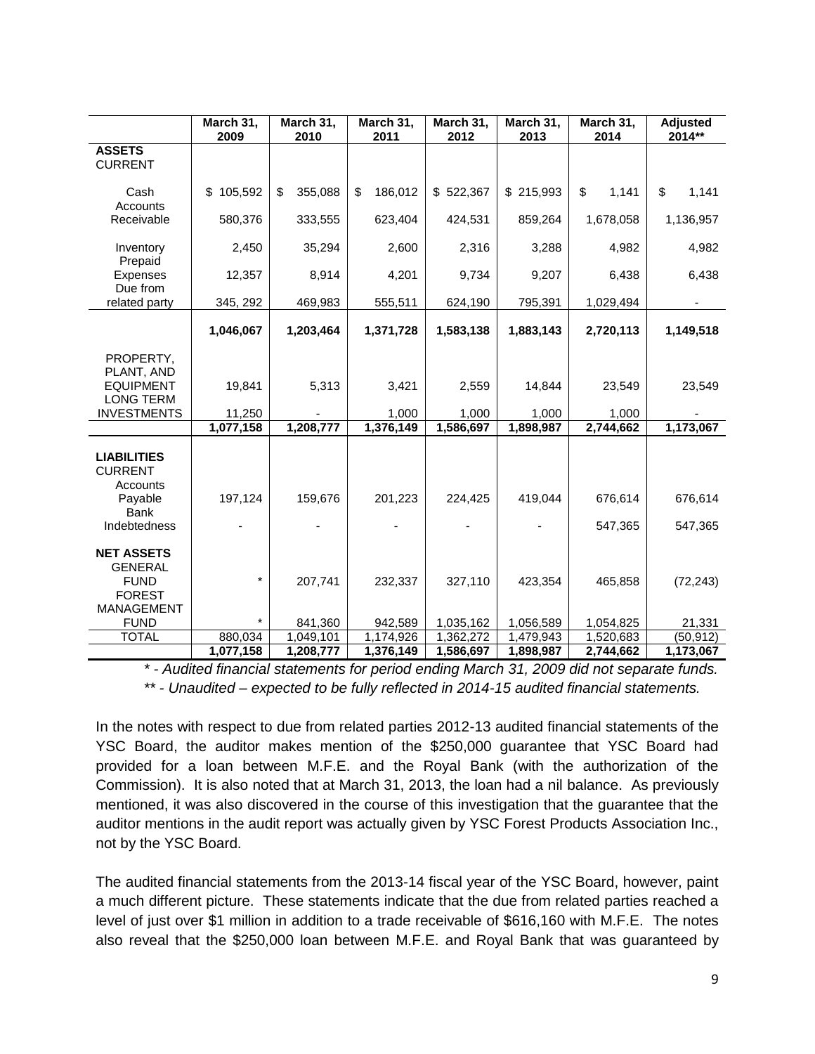| | March 31, 2009 | March 31, 2010 | March 31, 2011 | March 31, 2012 | March 31, 2013 | March 31, 2014 | Adjusted 2014** |
|---|---|---|---|---|---|---|---|
| **ASSETS** | | | | | | | |
| CURRENT | | | | | | | |
| Cash | $ 105,592 | $ 355,088 | $ 186,012 | $ 522,367 | $ 215,993 | $ 1,141 | $ 1,141 |
| Accounts Receivable | 580,376 | 333,555 | 623,404 | 424,531 | 859,264 | 1,678,058 | 1,136,957 |
| Inventory | 2,450 | 35,294 | 2,600 | 2,316 | 3,288 | 4,982 | 4,982 |
| Prepaid Expenses | 12,357 | 8,914 | 4,201 | 9,734 | 9,207 | 6,438 | 6,438 |
| Due from related party | 345, 292 | 469,983 | 555,511 | 624,190 | 795,391 | 1,029,494 | - |
| | **1,046,067** | **1,203,464** | **1,371,728** | **1,583,138** | **1,883,143** | **2,720,113** | **1,149,518** |
| PROPERTY, PLANT, AND EQUIPMENT | 19,841 | 5,313 | 3,421 | 2,559 | 14,844 | 23,549 | 23,549 |
| LONG TERM INVESTMENTS | 11,250 | - | 1,000 | 1,000 | 1,000 | 1,000 | - |
| | **1,077,158** | **1,208,777** | **1,376,149** | **1,586,697** | **1,898,987** | **2,744,662** | **1,173,067** |
| **LIABILITIES** | | | | | | | |
| CURRENT | | | | | | | |
| Accounts Payable | 197,124 | 159,676 | 201,223 | 224,425 | 419,044 | 676,614 | 676,614 |
| Bank Indebtedness | - | - | - | - | - | 547,365 | 547,365 |
| **NET ASSETS** | | | | | | | |
| GENERAL FUND | * | 207,741 | 232,337 | 327,110 | 423,354 | 465,858 | (72,243) |
| FOREST MANAGEMENT FUND | * | 841,360 | 942,589 | 1,035,162 | 1,056,589 | 1,054,825 | 21,331 |
| TOTAL | 880,034 | 1,049,101 | 1,174,926 | 1,362,272 | 1,479,943 | 1,520,683 | (50,912) |
| | **1,077,158** | **1,208,777** | **1,376,149** | **1,586,697** | **1,898,987** | **2,744,662** | **1,173,067** |

*\* - Audited financial statements for period ending March 31, 2009 did not separate funds.*

*\*\* - Unaudited – expected to be fully reflected in 2014-15 audited financial statements.*

In the notes with respect to due from related parties 2012-13 audited financial statements of the YSC Board, the auditor makes mention of the $250,000 guarantee that YSC Board had provided for a loan between M.F.E. and the Royal Bank (with the authorization of the Commission). It is also noted that at March 31, 2013, the loan had a nil balance. As previously mentioned, it was also discovered in the course of this investigation that the guarantee that the auditor mentions in the audit report was actually given by YSC Forest Products Association Inc., not by the YSC Board.

The audited financial statements from the 2013-14 fiscal year of the YSC Board, however, paint a much different picture. These statements indicate that the due from related parties reached a level of just over $1 million in addition to a trade receivable of $616,160 with M.F.E. The notes also reveal that the $250,000 loan between M.F.E. and Royal Bank that was guaranteed by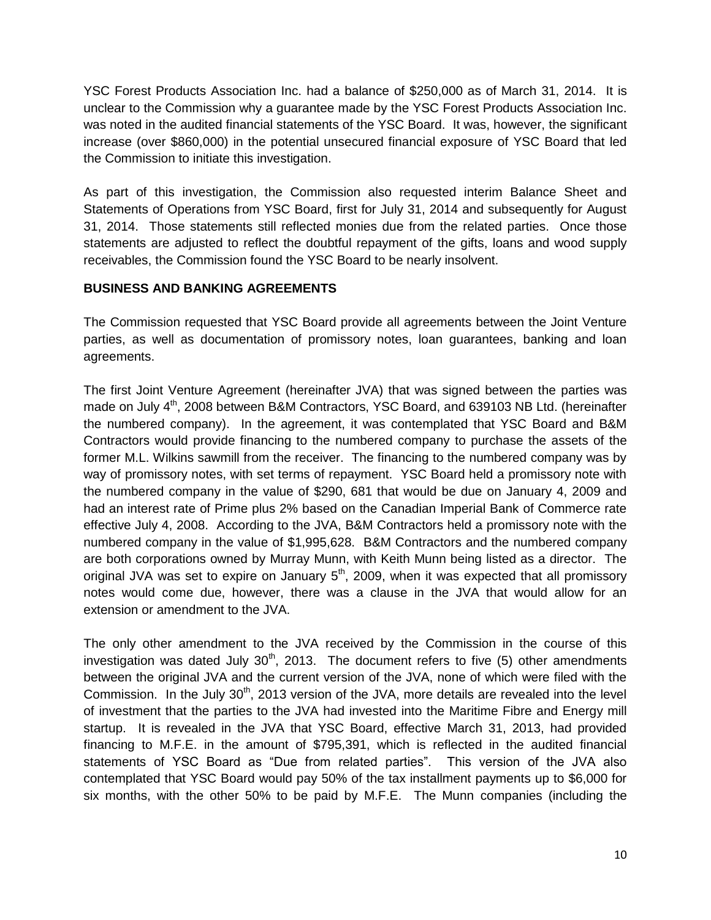YSC Forest Products Association Inc. had a balance of $250,000 as of March 31, 2014. It is unclear to the Commission why a guarantee made by the YSC Forest Products Association Inc. was noted in the audited financial statements of the YSC Board. It was, however, the significant increase (over $860,000) in the potential unsecured financial exposure of YSC Board that led the Commission to initiate this investigation.

As part of this investigation, the Commission also requested interim Balance Sheet and Statements of Operations from YSC Board, first for July 31, 2014 and subsequently for August 31, 2014. Those statements still reflected monies due from the related parties. Once those statements are adjusted to reflect the doubtful repayment of the gifts, loans and wood supply receivables, the Commission found the YSC Board to be nearly insolvent.

**BUSINESS AND BANKING AGREEMENTS**

The Commission requested that YSC Board provide all agreements between the Joint Venture parties, as well as documentation of promissory notes, loan guarantees, banking and loan agreements.

The first Joint Venture Agreement (hereinafter JVA) that was signed between the parties was made on July 4th, 2008 between B&M Contractors, YSC Board, and 639103 NB Ltd. (hereinafter the numbered company). In the agreement, it was contemplated that YSC Board and B&M Contractors would provide financing to the numbered company to purchase the assets of the former M.L. Wilkins sawmill from the receiver. The financing to the numbered company was by way of promissory notes, with set terms of repayment. YSC Board held a promissory note with the numbered company in the value of $290, 681 that would be due on January 4, 2009 and had an interest rate of Prime plus 2% based on the Canadian Imperial Bank of Commerce rate effective July 4, 2008. According to the JVA, B&M Contractors held a promissory note with the numbered company in the value of $1,995,628. B&M Contractors and the numbered company are both corporations owned by Murray Munn, with Keith Munn being listed as a director. The original JVA was set to expire on January 5th, 2009, when it was expected that all promissory notes would come due, however, there was a clause in the JVA that would allow for an extension or amendment to the JVA.

The only other amendment to the JVA received by the Commission in the course of this investigation was dated July 30th, 2013. The document refers to five (5) other amendments between the original JVA and the current version of the JVA, none of which were filed with the Commission. In the July 30th, 2013 version of the JVA, more details are revealed into the level of investment that the parties to the JVA had invested into the Maritime Fibre and Energy mill startup. It is revealed in the JVA that YSC Board, effective March 31, 2013, had provided financing to M.F.E. in the amount of $795,391, which is reflected in the audited financial statements of YSC Board as "Due from related parties". This version of the JVA also contemplated that YSC Board would pay 50% of the tax installment payments up to $6,000 for six months, with the other 50% to be paid by M.F.E. The Munn companies (including the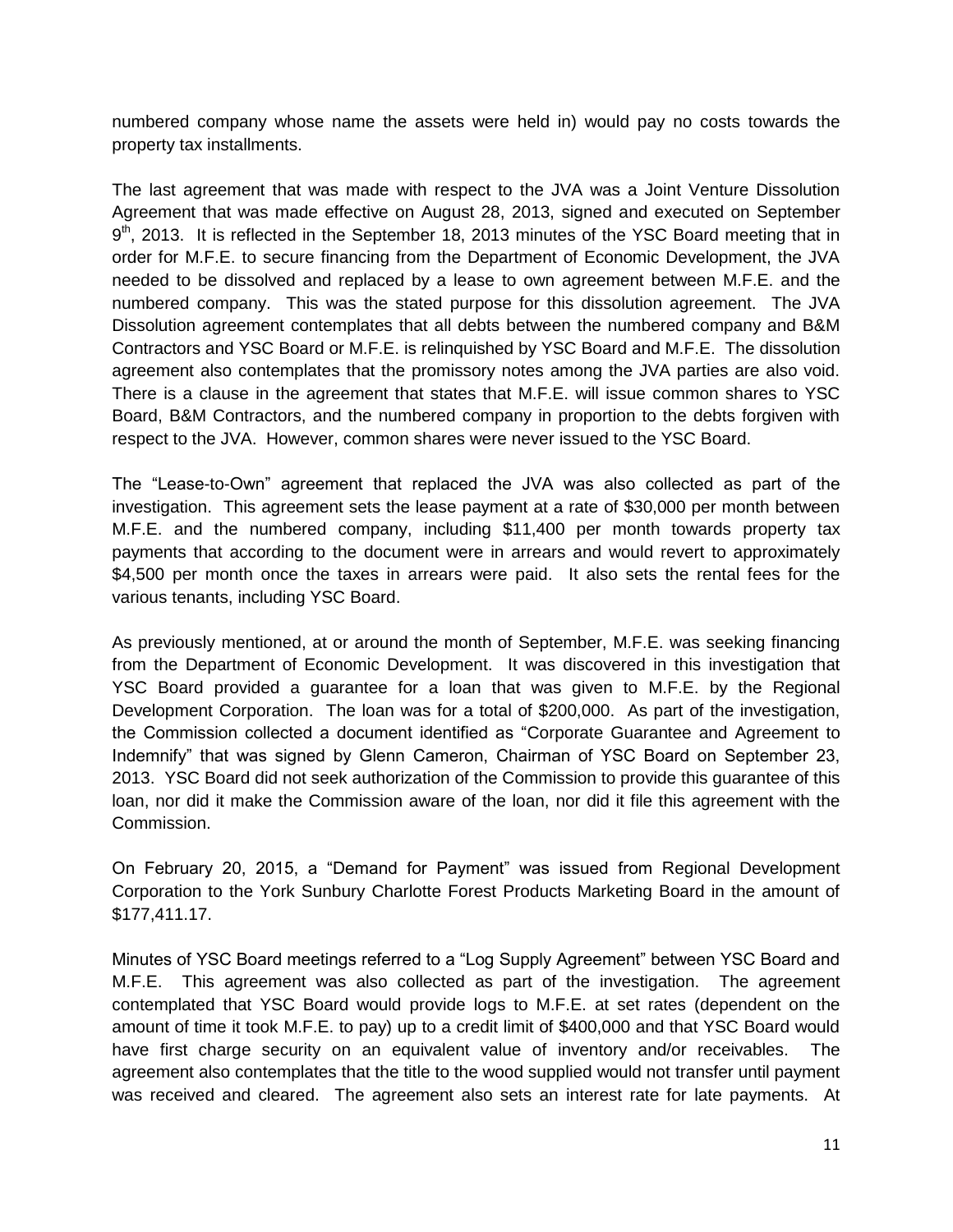numbered company whose name the assets were held in) would pay no costs towards the property tax installments.

The last agreement that was made with respect to the JVA was a Joint Venture Dissolution Agreement that was made effective on August 28, 2013, signed and executed on September 9th, 2013. It is reflected in the September 18, 2013 minutes of the YSC Board meeting that in order for M.F.E. to secure financing from the Department of Economic Development, the JVA needed to be dissolved and replaced by a lease to own agreement between M.F.E. and the numbered company. This was the stated purpose for this dissolution agreement. The JVA Dissolution agreement contemplates that all debts between the numbered company and B&M Contractors and YSC Board or M.F.E. is relinquished by YSC Board and M.F.E. The dissolution agreement also contemplates that the promissory notes among the JVA parties are also void. There is a clause in the agreement that states that M.F.E. will issue common shares to YSC Board, B&M Contractors, and the numbered company in proportion to the debts forgiven with respect to the JVA. However, common shares were never issued to the YSC Board.

The "Lease-to-Own" agreement that replaced the JVA was also collected as part of the investigation. This agreement sets the lease payment at a rate of $30,000 per month between M.F.E. and the numbered company, including $11,400 per month towards property tax payments that according to the document were in arrears and would revert to approximately $4,500 per month once the taxes in arrears were paid. It also sets the rental fees for the various tenants, including YSC Board.

As previously mentioned, at or around the month of September, M.F.E. was seeking financing from the Department of Economic Development. It was discovered in this investigation that YSC Board provided a guarantee for a loan that was given to M.F.E. by the Regional Development Corporation. The loan was for a total of $200,000. As part of the investigation, the Commission collected a document identified as "Corporate Guarantee and Agreement to Indemnify" that was signed by Glenn Cameron, Chairman of YSC Board on September 23, 2013. YSC Board did not seek authorization of the Commission to provide this guarantee of this loan, nor did it make the Commission aware of the loan, nor did it file this agreement with the Commission.

On February 20, 2015, a "Demand for Payment" was issued from Regional Development Corporation to the York Sunbury Charlotte Forest Products Marketing Board in the amount of $177,411.17.

Minutes of YSC Board meetings referred to a "Log Supply Agreement" between YSC Board and M.F.E. This agreement was also collected as part of the investigation. The agreement contemplated that YSC Board would provide logs to M.F.E. at set rates (dependent on the amount of time it took M.F.E. to pay) up to a credit limit of $400,000 and that YSC Board would have first charge security on an equivalent value of inventory and/or receivables. The agreement also contemplates that the title to the wood supplied would not transfer until payment was received and cleared. The agreement also sets an interest rate for late payments. At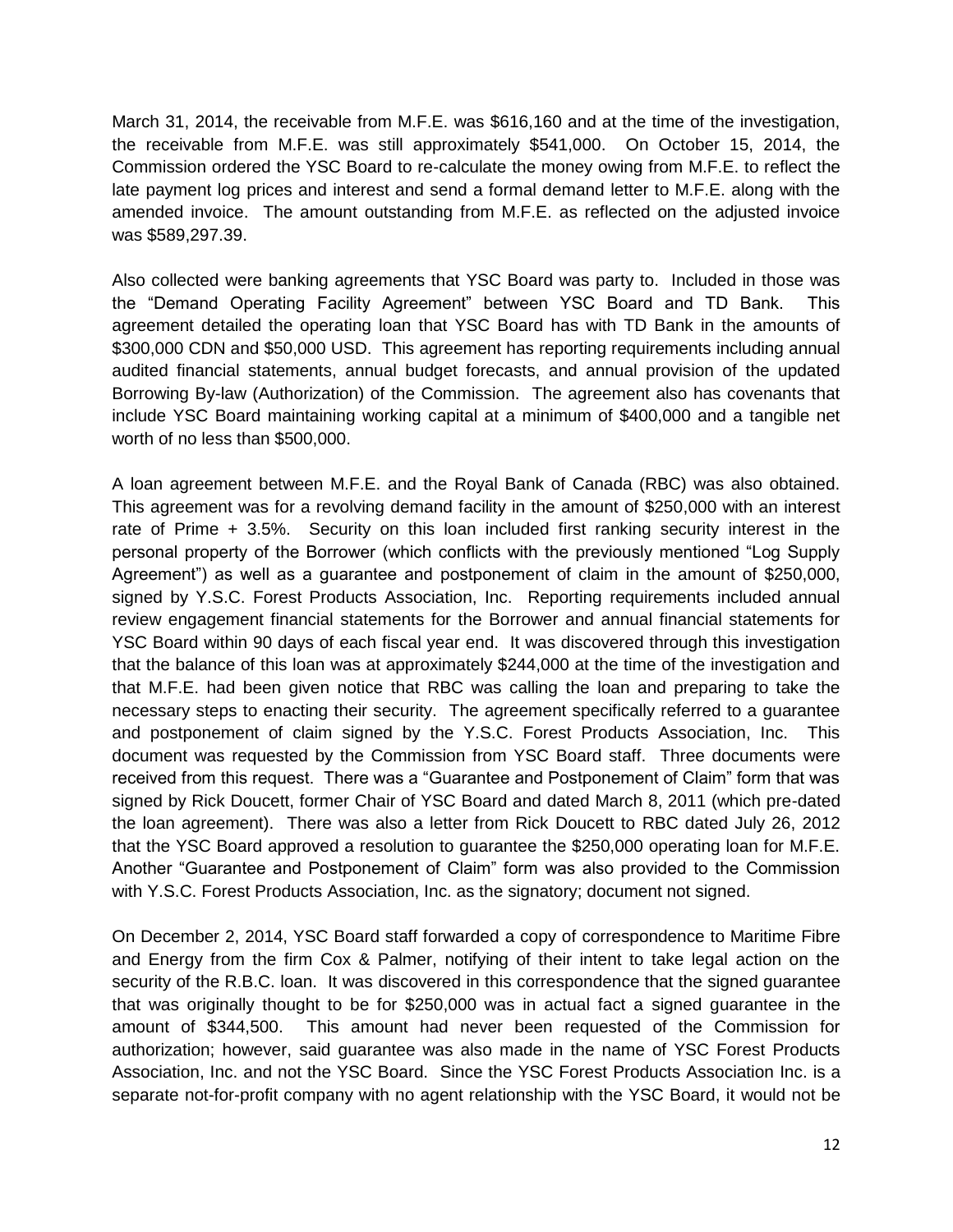March 31, 2014, the receivable from M.F.E. was $616,160 and at the time of the investigation, the receivable from M.F.E. was still approximately $541,000. On October 15, 2014, the Commission ordered the YSC Board to re-calculate the money owing from M.F.E. to reflect the late payment log prices and interest and send a formal demand letter to M.F.E. along with the amended invoice. The amount outstanding from M.F.E. as reflected on the adjusted invoice was $589,297.39.

Also collected were banking agreements that YSC Board was party to. Included in those was the "Demand Operating Facility Agreement" between YSC Board and TD Bank. This agreement detailed the operating loan that YSC Board has with TD Bank in the amounts of $300,000 CDN and $50,000 USD. This agreement has reporting requirements including annual audited financial statements, annual budget forecasts, and annual provision of the updated Borrowing By-law (Authorization) of the Commission. The agreement also has covenants that include YSC Board maintaining working capital at a minimum of $400,000 and a tangible net worth of no less than $500,000.

A loan agreement between M.F.E. and the Royal Bank of Canada (RBC) was also obtained. This agreement was for a revolving demand facility in the amount of $250,000 with an interest rate of Prime + 3.5%. Security on this loan included first ranking security interest in the personal property of the Borrower (which conflicts with the previously mentioned "Log Supply Agreement") as well as a guarantee and postponement of claim in the amount of $250,000, signed by Y.S.C. Forest Products Association, Inc. Reporting requirements included annual review engagement financial statements for the Borrower and annual financial statements for YSC Board within 90 days of each fiscal year end. It was discovered through this investigation that the balance of this loan was at approximately $244,000 at the time of the investigation and that M.F.E. had been given notice that RBC was calling the loan and preparing to take the necessary steps to enacting their security. The agreement specifically referred to a guarantee and postponement of claim signed by the Y.S.C. Forest Products Association, Inc. This document was requested by the Commission from YSC Board staff. Three documents were received from this request. There was a "Guarantee and Postponement of Claim" form that was signed by Rick Doucett, former Chair of YSC Board and dated March 8, 2011 (which pre-dated the loan agreement). There was also a letter from Rick Doucett to RBC dated July 26, 2012 that the YSC Board approved a resolution to guarantee the $250,000 operating loan for M.F.E. Another "Guarantee and Postponement of Claim" form was also provided to the Commission with Y.S.C. Forest Products Association, Inc. as the signatory; document not signed.

On December 2, 2014, YSC Board staff forwarded a copy of correspondence to Maritime Fibre and Energy from the firm Cox & Palmer, notifying of their intent to take legal action on the security of the R.B.C. loan. It was discovered in this correspondence that the signed guarantee that was originally thought to be for $250,000 was in actual fact a signed guarantee in the amount of $344,500. This amount had never been requested of the Commission for authorization; however, said guarantee was also made in the name of YSC Forest Products Association, Inc. and not the YSC Board. Since the YSC Forest Products Association Inc. is a separate not-for-profit company with no agent relationship with the YSC Board, it would not be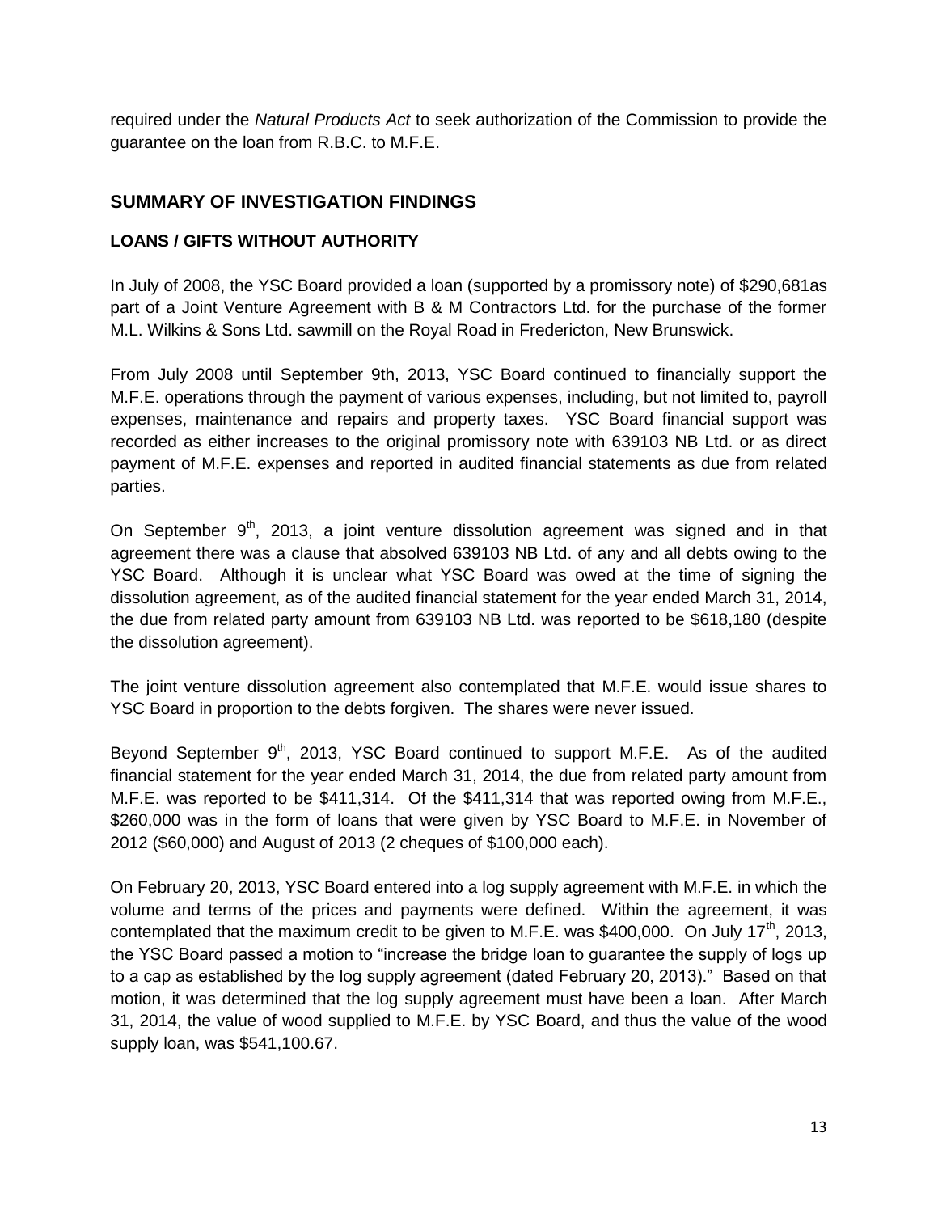required under the *Natural Products Act* to seek authorization of the Commission to provide the guarantee on the loan from R.B.C. to M.F.E.

## SUMMARY OF INVESTIGATION FINDINGS

### LOANS / GIFTS WITHOUT AUTHORITY

In July of 2008, the YSC Board provided a loan (supported by a promissory note) of $290,681as part of a Joint Venture Agreement with B & M Contractors Ltd. for the purchase of the former M.L. Wilkins & Sons Ltd. sawmill on the Royal Road in Fredericton, New Brunswick.

From July 2008 until September 9th, 2013, YSC Board continued to financially support the M.F.E. operations through the payment of various expenses, including, but not limited to, payroll expenses, maintenance and repairs and property taxes. YSC Board financial support was recorded as either increases to the original promissory note with 639103 NB Ltd. or as direct payment of M.F.E. expenses and reported in audited financial statements as due from related parties.

On September 9th, 2013, a joint venture dissolution agreement was signed and in that agreement there was a clause that absolved 639103 NB Ltd. of any and all debts owing to the YSC Board. Although it is unclear what YSC Board was owed at the time of signing the dissolution agreement, as of the audited financial statement for the year ended March 31, 2014, the due from related party amount from 639103 NB Ltd. was reported to be $618,180 (despite the dissolution agreement).

The joint venture dissolution agreement also contemplated that M.F.E. would issue shares to YSC Board in proportion to the debts forgiven. The shares were never issued.

Beyond September 9th, 2013, YSC Board continued to support M.F.E. As of the audited financial statement for the year ended March 31, 2014, the due from related party amount from M.F.E. was reported to be $411,314. Of the $411,314 that was reported owing from M.F.E., $260,000 was in the form of loans that were given by YSC Board to M.F.E. in November of 2012 ($60,000) and August of 2013 (2 cheques of $100,000 each).

On February 20, 2013, YSC Board entered into a log supply agreement with M.F.E. in which the volume and terms of the prices and payments were defined. Within the agreement, it was contemplated that the maximum credit to be given to M.F.E. was $400,000. On July 17th, 2013, the YSC Board passed a motion to "increase the bridge loan to guarantee the supply of logs up to a cap as established by the log supply agreement (dated February 20, 2013)." Based on that motion, it was determined that the log supply agreement must have been a loan. After March 31, 2014, the value of wood supplied to M.F.E. by YSC Board, and thus the value of the wood supply loan, was $541,100.67.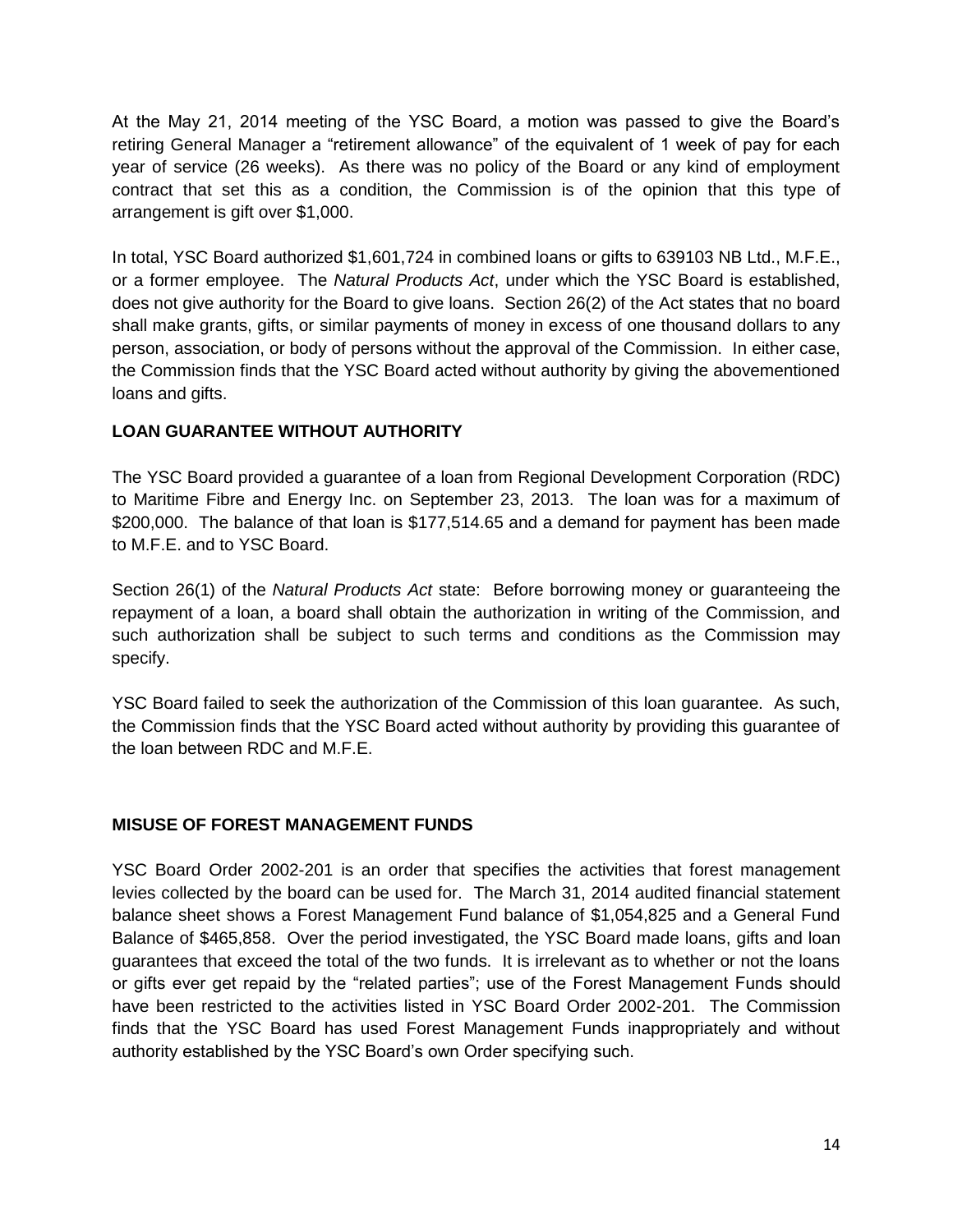At the May 21, 2014 meeting of the YSC Board, a motion was passed to give the Board's retiring General Manager a "retirement allowance" of the equivalent of 1 week of pay for each year of service (26 weeks). As there was no policy of the Board or any kind of employment contract that set this as a condition, the Commission is of the opinion that this type of arrangement is gift over $1,000.

In total, YSC Board authorized $1,601,724 in combined loans or gifts to 639103 NB Ltd., M.F.E., or a former employee. The *Natural Products Act*, under which the YSC Board is established, does not give authority for the Board to give loans. Section 26(2) of the Act states that no board shall make grants, gifts, or similar payments of money in excess of one thousand dollars to any person, association, or body of persons without the approval of the Commission. In either case, the Commission finds that the YSC Board acted without authority by giving the abovementioned loans and gifts.

**LOAN GUARANTEE WITHOUT AUTHORITY**

The YSC Board provided a guarantee of a loan from Regional Development Corporation (RDC) to Maritime Fibre and Energy Inc. on September 23, 2013. The loan was for a maximum of $200,000. The balance of that loan is $177,514.65 and a demand for payment has been made to M.F.E. and to YSC Board.

Section 26(1) of the *Natural Products Act* state: Before borrowing money or guaranteeing the repayment of a loan, a board shall obtain the authorization in writing of the Commission, and such authorization shall be subject to such terms and conditions as the Commission may specify.

YSC Board failed to seek the authorization of the Commission of this loan guarantee. As such, the Commission finds that the YSC Board acted without authority by providing this guarantee of the loan between RDC and M.F.E.

**MISUSE OF FOREST MANAGEMENT FUNDS**

YSC Board Order 2002-201 is an order that specifies the activities that forest management levies collected by the board can be used for. The March 31, 2014 audited financial statement balance sheet shows a Forest Management Fund balance of $1,054,825 and a General Fund Balance of $465,858. Over the period investigated, the YSC Board made loans, gifts and loan guarantees that exceed the total of the two funds. It is irrelevant as to whether or not the loans or gifts ever get repaid by the "related parties"; use of the Forest Management Funds should have been restricted to the activities listed in YSC Board Order 2002-201. The Commission finds that the YSC Board has used Forest Management Funds inappropriately and without authority established by the YSC Board's own Order specifying such.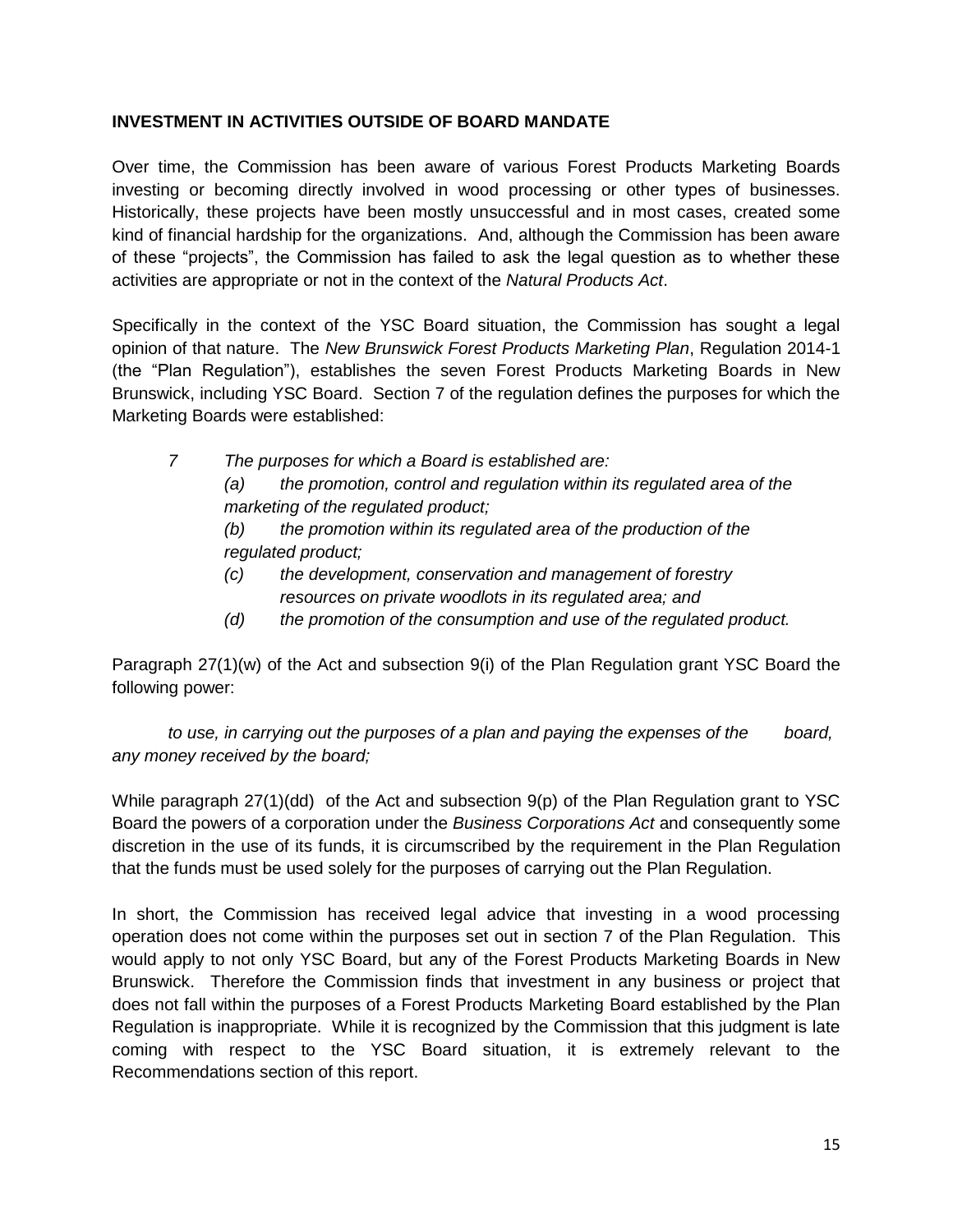## INVESTMENT IN ACTIVITIES OUTSIDE OF BOARD MANDATE

Over time, the Commission has been aware of various Forest Products Marketing Boards investing or becoming directly involved in wood processing or other types of businesses. Historically, these projects have been mostly unsuccessful and in most cases, created some kind of financial hardship for the organizations. And, although the Commission has been aware of these "projects", the Commission has failed to ask the legal question as to whether these activities are appropriate or not in the context of the *Natural Products Act*.

Specifically in the context of the YSC Board situation, the Commission has sought a legal opinion of that nature. The *New Brunswick Forest Products Marketing Plan*, Regulation 2014-1 (the "Plan Regulation"), establishes the seven Forest Products Marketing Boards in New Brunswick, including YSC Board. Section 7 of the regulation defines the purposes for which the Marketing Boards were established:

> *7 The purposes for which a Board is established are:*
>
> *(a) the promotion, control and regulation within its regulated area of the marketing of the regulated product;*
>
> *(b) the promotion within its regulated area of the production of the regulated product;*
>
> *(c) the development, conservation and management of forestry resources on private woodlots in its regulated area; and*
>
> *(d) the promotion of the consumption and use of the regulated product.*

Paragraph 27(1)(w) of the Act and subsection 9(i) of the Plan Regulation grant YSC Board the following power:

> *to use, in carrying out the purposes of a plan and paying the expenses of the board, any money received by the board;*

While paragraph 27(1)(dd) of the Act and subsection 9(p) of the Plan Regulation grant to YSC Board the powers of a corporation under the *Business Corporations Act* and consequently some discretion in the use of its funds, it is circumscribed by the requirement in the Plan Regulation that the funds must be used solely for the purposes of carrying out the Plan Regulation.

In short, the Commission has received legal advice that investing in a wood processing operation does not come within the purposes set out in section 7 of the Plan Regulation. This would apply to not only YSC Board, but any of the Forest Products Marketing Boards in New Brunswick. Therefore the Commission finds that investment in any business or project that does not fall within the purposes of a Forest Products Marketing Board established by the Plan Regulation is inappropriate. While it is recognized by the Commission that this judgment is late coming with respect to the YSC Board situation, it is extremely relevant to the Recommendations section of this report.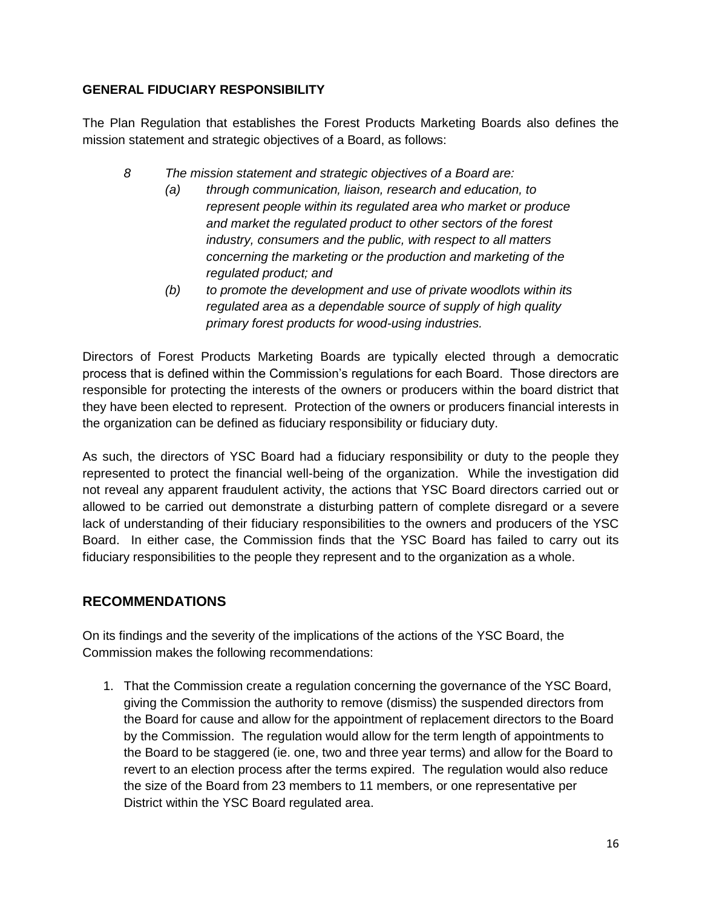### GENERAL FIDUCIARY RESPONSIBILITY

The Plan Regulation that establishes the Forest Products Marketing Boards also defines the mission statement and strategic objectives of a Board, as follows:

> *8 The mission statement and strategic objectives of a Board are:*
>
> *(a) through communication, liaison, research and education, to represent people within its regulated area who market or produce and market the regulated product to other sectors of the forest industry, consumers and the public, with respect to all matters concerning the marketing or the production and marketing of the regulated product; and*
>
> *(b) to promote the development and use of private woodlots within its regulated area as a dependable source of supply of high quality primary forest products for wood-using industries.*

Directors of Forest Products Marketing Boards are typically elected through a democratic process that is defined within the Commission's regulations for each Board. Those directors are responsible for protecting the interests of the owners or producers within the board district that they have been elected to represent. Protection of the owners or producers financial interests in the organization can be defined as fiduciary responsibility or fiduciary duty.

As such, the directors of YSC Board had a fiduciary responsibility or duty to the people they represented to protect the financial well-being of the organization. While the investigation did not reveal any apparent fraudulent activity, the actions that YSC Board directors carried out or allowed to be carried out demonstrate a disturbing pattern of complete disregard or a severe lack of understanding of their fiduciary responsibilities to the owners and producers of the YSC Board. In either case, the Commission finds that the YSC Board has failed to carry out its fiduciary responsibilities to the people they represent and to the organization as a whole.

## RECOMMENDATIONS

On its findings and the severity of the implications of the actions of the YSC Board, the Commission makes the following recommendations:

1. That the Commission create a regulation concerning the governance of the YSC Board, giving the Commission the authority to remove (dismiss) the suspended directors from the Board for cause and allow for the appointment of replacement directors to the Board by the Commission. The regulation would allow for the term length of appointments to the Board to be staggered (ie. one, two and three year terms) and allow for the Board to revert to an election process after the terms expired. The regulation would also reduce the size of the Board from 23 members to 11 members, or one representative per District within the YSC Board regulated area.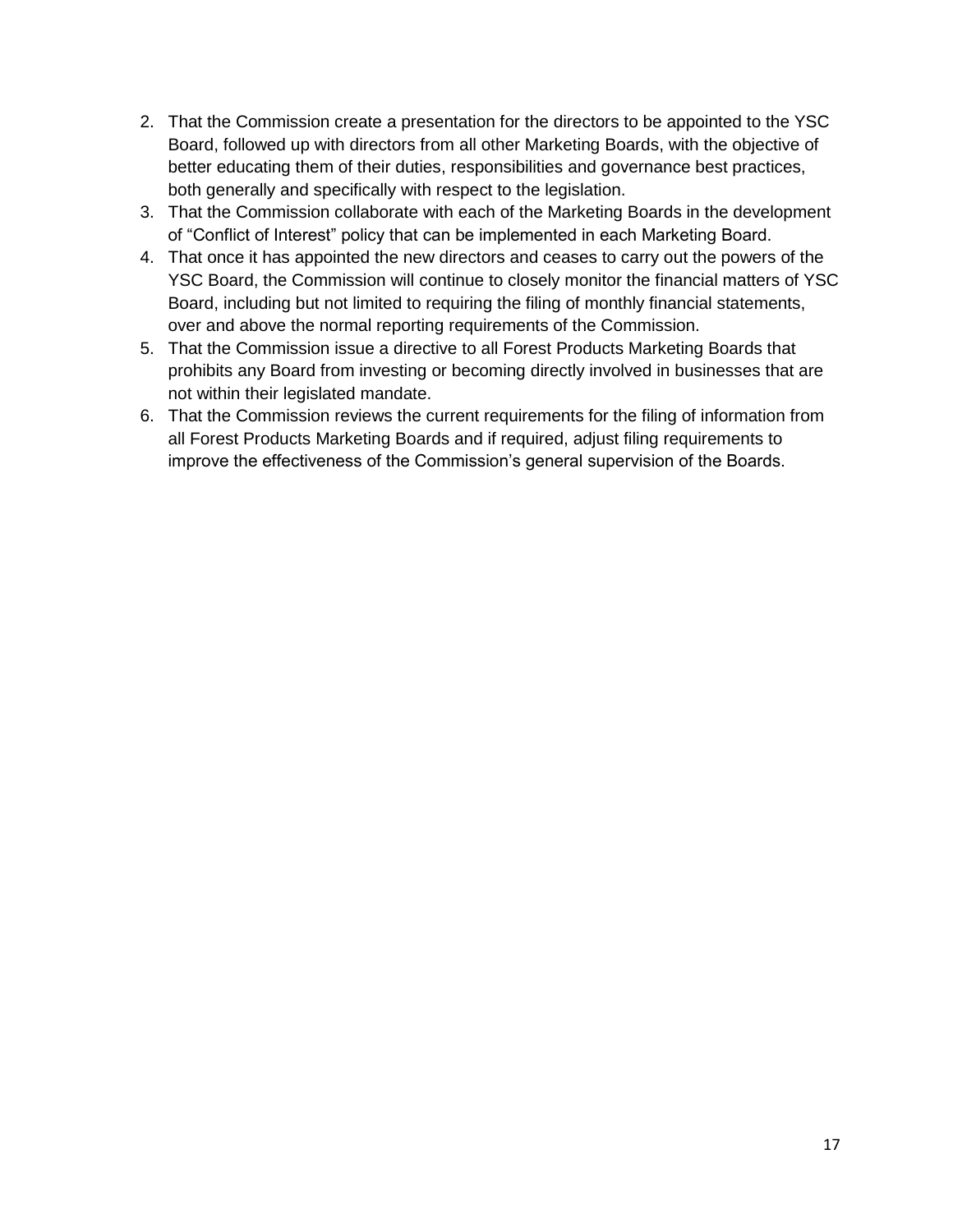2. That the Commission create a presentation for the directors to be appointed to the YSC Board, followed up with directors from all other Marketing Boards, with the objective of better educating them of their duties, responsibilities and governance best practices, both generally and specifically with respect to the legislation.
3. That the Commission collaborate with each of the Marketing Boards in the development of “Conflict of Interest” policy that can be implemented in each Marketing Board.
4. That once it has appointed the new directors and ceases to carry out the powers of the YSC Board, the Commission will continue to closely monitor the financial matters of YSC Board, including but not limited to requiring the filing of monthly financial statements, over and above the normal reporting requirements of the Commission.
5. That the Commission issue a directive to all Forest Products Marketing Boards that prohibits any Board from investing or becoming directly involved in businesses that are not within their legislated mandate.
6. That the Commission reviews the current requirements for the filing of information from all Forest Products Marketing Boards and if required, adjust filing requirements to improve the effectiveness of the Commission’s general supervision of the Boards.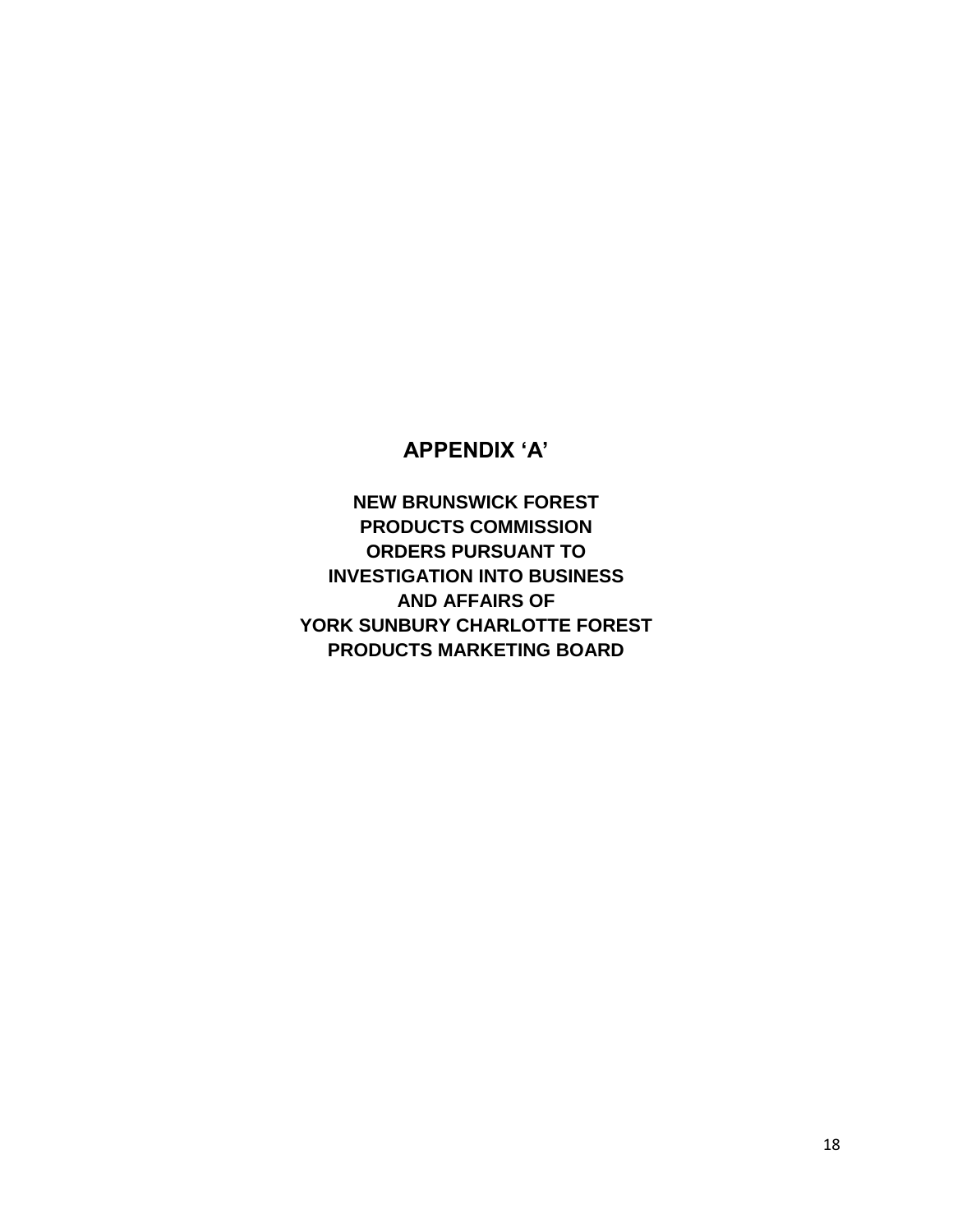# APPENDIX 'A'

**NEW BRUNSWICK FOREST PRODUCTS COMMISSION ORDERS PURSUANT TO INVESTIGATION INTO BUSINESS AND AFFAIRS OF YORK SUNBURY CHARLOTTE FOREST PRODUCTS MARKETING BOARD**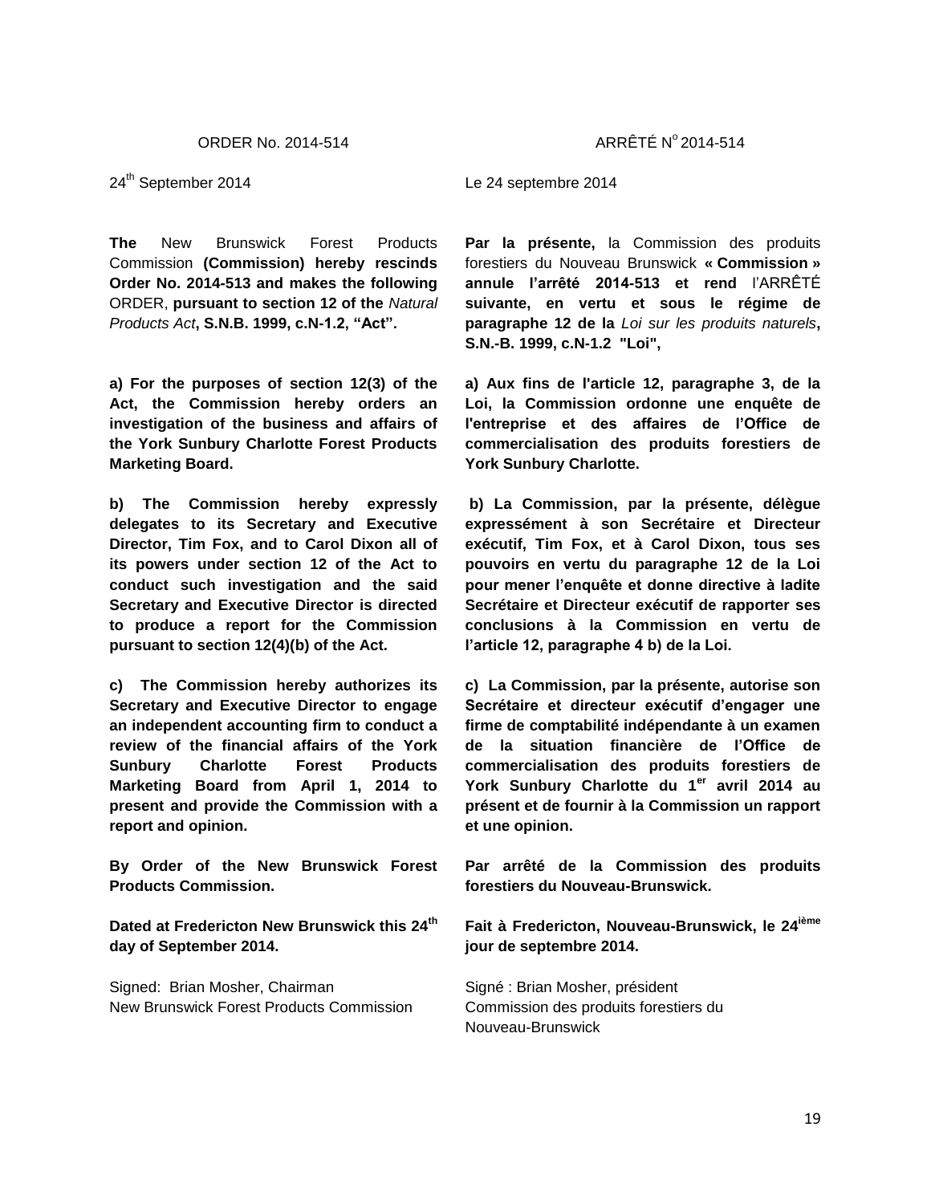ORDER No. 2014-514

24th September 2014

**The** New Brunswick Forest Products Commission **(Commission) hereby rescinds Order No. 2014-513 and makes the following** ORDER, **pursuant to section 12 of the** *Natural Products Act***, S.N.B. 1999, c.N-1.2, "Act".**

**a) For the purposes of section 12(3) of the Act, the Commission hereby orders an investigation of the business and affairs of the York Sunbury Charlotte Forest Products Marketing Board.**

**b) The Commission hereby expressly delegates to its Secretary and Executive Director, Tim Fox, and to Carol Dixon all of its powers under section 12 of the Act to conduct such investigation and the said Secretary and Executive Director is directed to produce a report for the Commission pursuant to section 12(4)(b) of the Act.**

**c) The Commission hereby authorizes its Secretary and Executive Director to engage an independent accounting firm to conduct a review of the financial affairs of the York Sunbury Charlotte Forest Products Marketing Board from April 1, 2014 to present and provide the Commission with a report and opinion.**

**By Order of the New Brunswick Forest Products Commission.**

**Dated at Fredericton New Brunswick this 24th day of September 2014.**

Signed: Brian Mosher, Chairman
New Brunswick Forest Products Commission

ARRÊTÉ No 2014-514

Le 24 septembre 2014

**Par la présente,** la Commission des produits forestiers du Nouveau Brunswick **« Commission » annule l'arrêté 2014-513 et rend** l'ARRÊTÉ **suivante, en vertu et sous le régime de paragraphe 12 de la** *Loi sur les produits naturels***, S.N.-B. 1999, c.N-1.2 "Loi",**

**a) Aux fins de l'article 12, paragraphe 3, de la Loi, la Commission ordonne une enquête de l'entreprise et des affaires de l'Office de commercialisation des produits forestiers de York Sunbury Charlotte.**

**b) La Commission, par la présente, délègue expressément à son Secrétaire et Directeur exécutif, Tim Fox, et à Carol Dixon, tous ses pouvoirs en vertu du paragraphe 12 de la Loi pour mener l'enquête et donne directive à ladite Secrétaire et Directeur exécutif de rapporter ses conclusions à la Commission en vertu de l'article 12, paragraphe 4 b) de la Loi.**

**c) La Commission, par la présente, autorise son Secrétaire et directeur exécutif d'engager une firme de comptabilité indépendante à un examen de la situation financière de l'Office de commercialisation des produits forestiers de York Sunbury Charlotte du 1er avril 2014 au présent et de fournir à la Commission un rapport et une opinion.**

**Par arrêté de la Commission des produits forestiers du Nouveau-Brunswick.**

**Fait à Fredericton, Nouveau-Brunswick, le 24ième jour de septembre 2014.**

Signé : Brian Mosher, président
Commission des produits forestiers du Nouveau-Brunswick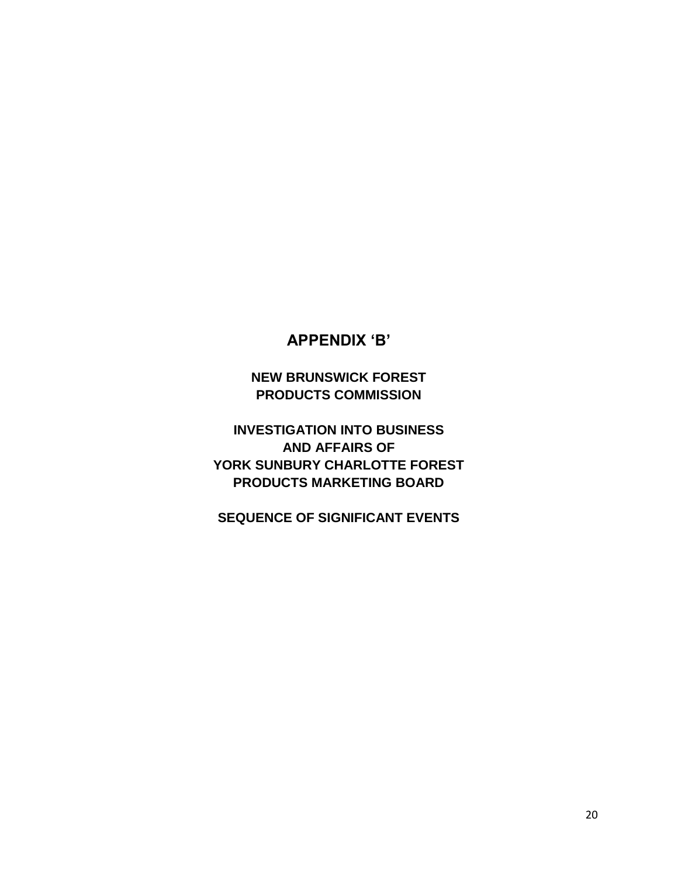# APPENDIX 'B'

## NEW BRUNSWICK FOREST PRODUCTS COMMISSION

## INVESTIGATION INTO BUSINESS AND AFFAIRS OF YORK SUNBURY CHARLOTTE FOREST PRODUCTS MARKETING BOARD

## SEQUENCE OF SIGNIFICANT EVENTS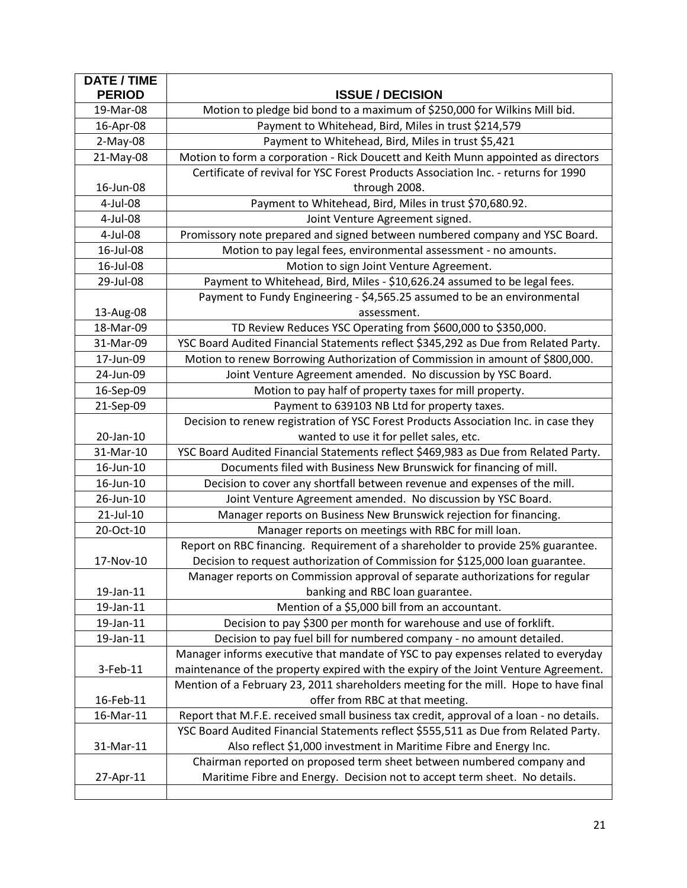| DATE / TIME PERIOD | ISSUE / DECISION |
|---|---|
| 19-Mar-08 | Motion to pledge bid bond to a maximum of $250,000 for Wilkins Mill bid. |
| 16-Apr-08 | Payment to Whitehead, Bird, Miles in trust $214,579 |
| 2-May-08 | Payment to Whitehead, Bird, Miles in trust $5,421 |
| 21-May-08 | Motion to form a corporation - Rick Doucett and Keith Munn appointed as directors |
| 16-Jun-08 | Certificate of revival for YSC Forest Products Association Inc. - returns for 1990 through 2008. |
| 4-Jul-08 | Payment to Whitehead, Bird, Miles in trust $70,680.92. |
| 4-Jul-08 | Joint Venture Agreement signed. |
| 4-Jul-08 | Promissory note prepared and signed between numbered company and YSC Board. |
| 16-Jul-08 | Motion to pay legal fees, environmental assessment - no amounts. |
| 16-Jul-08 | Motion to sign Joint Venture Agreement. |
| 29-Jul-08 | Payment to Whitehead, Bird, Miles - $10,626.24 assumed to be legal fees. |
| 13-Aug-08 | Payment to Fundy Engineering - $4,565.25 assumed to be an environmental assessment. |
| 18-Mar-09 | TD Review Reduces YSC Operating from $600,000 to $350,000. |
| 31-Mar-09 | YSC Board Audited Financial Statements reflect $345,292 as Due from Related Party. |
| 17-Jun-09 | Motion to renew Borrowing Authorization of Commission in amount of $800,000. |
| 24-Jun-09 | Joint Venture Agreement amended. No discussion by YSC Board. |
| 16-Sep-09 | Motion to pay half of property taxes for mill property. |
| 21-Sep-09 | Payment to 639103 NB Ltd for property taxes. |
| 20-Jan-10 | Decision to renew registration of YSC Forest Products Association Inc. in case they wanted to use it for pellet sales, etc. |
| 31-Mar-10 | YSC Board Audited Financial Statements reflect $469,983 as Due from Related Party. |
| 16-Jun-10 | Documents filed with Business New Brunswick for financing of mill. |
| 16-Jun-10 | Decision to cover any shortfall between revenue and expenses of the mill. |
| 26-Jun-10 | Joint Venture Agreement amended. No discussion by YSC Board. |
| 21-Jul-10 | Manager reports on Business New Brunswick rejection for financing. |
| 20-Oct-10 | Manager reports on meetings with RBC for mill loan. |
| 17-Nov-10 | Report on RBC financing. Requirement of a shareholder to provide 25% guarantee. Decision to request authorization of Commission for $125,000 loan guarantee. |
| 19-Jan-11 | Manager reports on Commission approval of separate authorizations for regular banking and RBC loan guarantee. |
| 19-Jan-11 | Mention of a $5,000 bill from an accountant. |
| 19-Jan-11 | Decision to pay $300 per month for warehouse and use of forklift. |
| 19-Jan-11 | Decision to pay fuel bill for numbered company - no amount detailed. |
| 3-Feb-11 | Manager informs executive that mandate of YSC to pay expenses related to everyday maintenance of the property expired with the expiry of the Joint Venture Agreement. |
| 16-Feb-11 | Mention of a February 23, 2011 shareholders meeting for the mill. Hope to have final offer from RBC at that meeting. |
| 16-Mar-11 | Report that M.F.E. received small business tax credit, approval of a loan - no details. |
| 31-Mar-11 | YSC Board Audited Financial Statements reflect $555,511 as Due from Related Party. Also reflect $1,000 investment in Maritime Fibre and Energy Inc. |
| 27-Apr-11 | Chairman reported on proposed term sheet between numbered company and Maritime Fibre and Energy. Decision not to accept term sheet. No details. |
| | |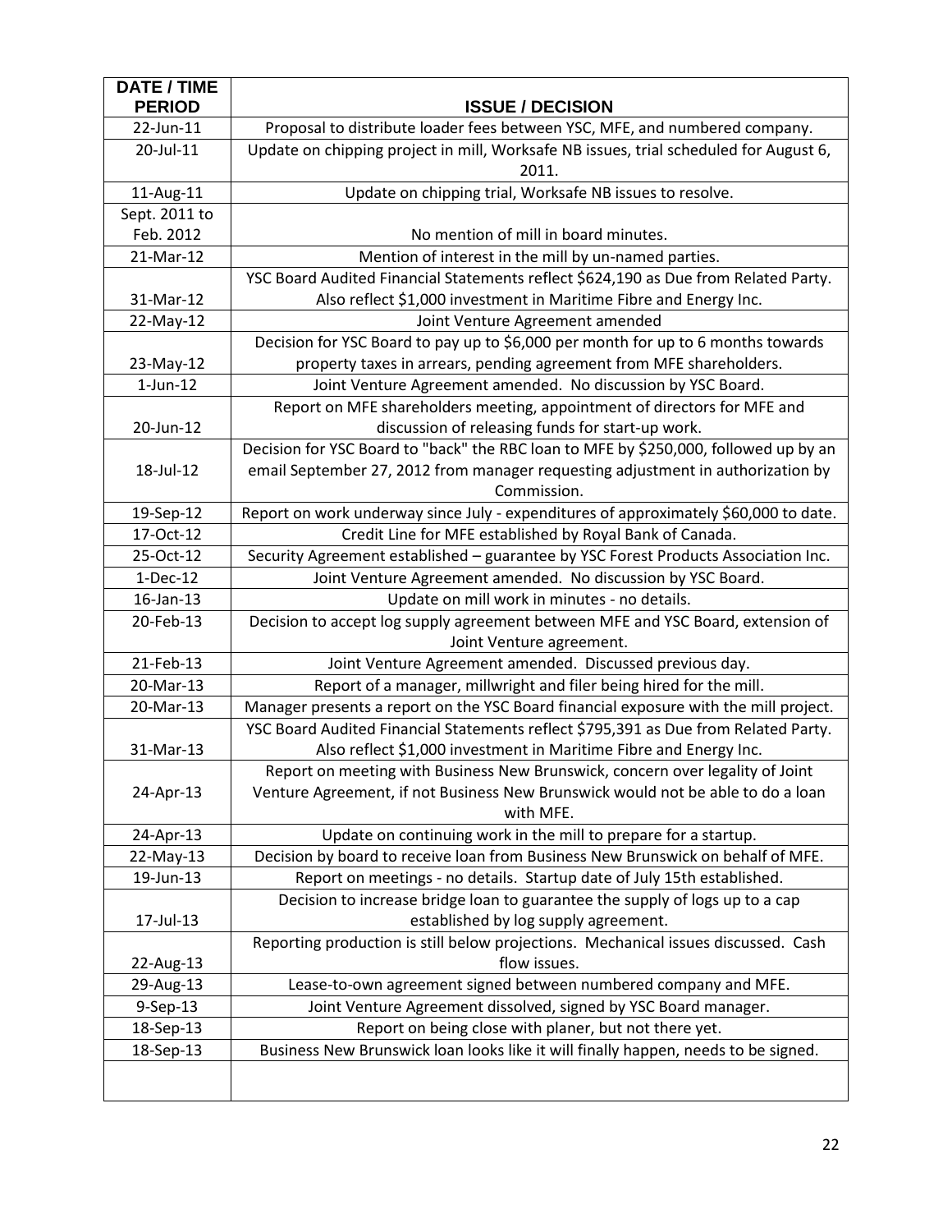| DATE / TIME PERIOD | ISSUE / DECISION |
|---|---|
| 22-Jun-11 | Proposal to distribute loader fees between YSC, MFE, and numbered company. |
| 20-Jul-11 | Update on chipping project in mill, Worksafe NB issues, trial scheduled for August 6, 2011. |
| 11-Aug-11 | Update on chipping trial, Worksafe NB issues to resolve. |
| Sept. 2011 to Feb. 2012 | No mention of mill in board minutes. |
| 21-Mar-12 | Mention of interest in the mill by un-named parties. |
| 31-Mar-12 | YSC Board Audited Financial Statements reflect $624,190 as Due from Related Party. Also reflect $1,000 investment in Maritime Fibre and Energy Inc. |
| 22-May-12 | Joint Venture Agreement amended |
| 23-May-12 | Decision for YSC Board to pay up to $6,000 per month for up to 6 months towards property taxes in arrears, pending agreement from MFE shareholders. |
| 1-Jun-12 | Joint Venture Agreement amended. No discussion by YSC Board. |
| 20-Jun-12 | Report on MFE shareholders meeting, appointment of directors for MFE and discussion of releasing funds for start-up work. |
| 18-Jul-12 | Decision for YSC Board to "back" the RBC loan to MFE by $250,000, followed up by an email September 27, 2012 from manager requesting adjustment in authorization by Commission. |
| 19-Sep-12 | Report on work underway since July - expenditures of approximately $60,000 to date. |
| 17-Oct-12 | Credit Line for MFE established by Royal Bank of Canada. |
| 25-Oct-12 | Security Agreement established – guarantee by YSC Forest Products Association Inc. |
| 1-Dec-12 | Joint Venture Agreement amended. No discussion by YSC Board. |
| 16-Jan-13 | Update on mill work in minutes - no details. |
| 20-Feb-13 | Decision to accept log supply agreement between MFE and YSC Board, extension of Joint Venture agreement. |
| 21-Feb-13 | Joint Venture Agreement amended. Discussed previous day. |
| 20-Mar-13 | Report of a manager, millwright and filer being hired for the mill. |
| 20-Mar-13 | Manager presents a report on the YSC Board financial exposure with the mill project. |
| 31-Mar-13 | YSC Board Audited Financial Statements reflect $795,391 as Due from Related Party. Also reflect $1,000 investment in Maritime Fibre and Energy Inc. |
| 24-Apr-13 | Report on meeting with Business New Brunswick, concern over legality of Joint Venture Agreement, if not Business New Brunswick would not be able to do a loan with MFE. |
| 24-Apr-13 | Update on continuing work in the mill to prepare for a startup. |
| 22-May-13 | Decision by board to receive loan from Business New Brunswick on behalf of MFE. |
| 19-Jun-13 | Report on meetings - no details. Startup date of July 15th established. |
| 17-Jul-13 | Decision to increase bridge loan to guarantee the supply of logs up to a cap established by log supply agreement. |
| 22-Aug-13 | Reporting production is still below projections. Mechanical issues discussed. Cash flow issues. |
| 29-Aug-13 | Lease-to-own agreement signed between numbered company and MFE. |
| 9-Sep-13 | Joint Venture Agreement dissolved, signed by YSC Board manager. |
| 18-Sep-13 | Report on being close with planer, but not there yet. |
| 18-Sep-13 | Business New Brunswick loan looks like it will finally happen, needs to be signed. |
| | |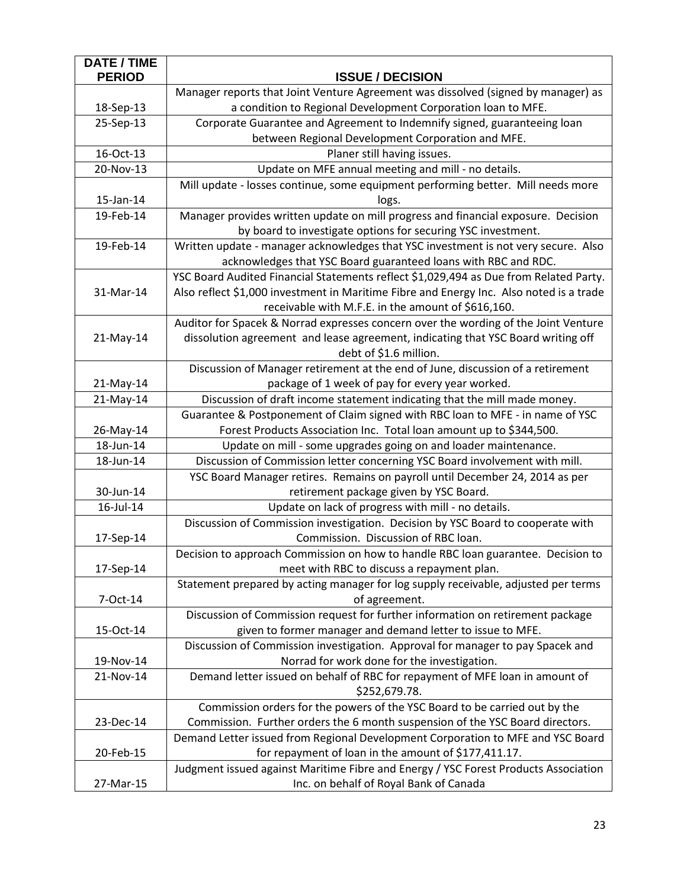| DATE / TIME PERIOD | ISSUE / DECISION |
|---|---|
| 18-Sep-13 | Manager reports that Joint Venture Agreement was dissolved (signed by manager) as a condition to Regional Development Corporation loan to MFE. |
| 25-Sep-13 | Corporate Guarantee and Agreement to Indemnify signed, guaranteeing loan between Regional Development Corporation and MFE. |
| 16-Oct-13 | Planer still having issues. |
| 20-Nov-13 | Update on MFE annual meeting and mill - no details. |
| 15-Jan-14 | Mill update - losses continue, some equipment performing better. Mill needs more logs. |
| 19-Feb-14 | Manager provides written update on mill progress and financial exposure. Decision by board to investigate options for securing YSC investment. |
| 19-Feb-14 | Written update - manager acknowledges that YSC investment is not very secure. Also acknowledges that YSC Board guaranteed loans with RBC and RDC. |
| 31-Mar-14 | YSC Board Audited Financial Statements reflect $1,029,494 as Due from Related Party. Also reflect $1,000 investment in Maritime Fibre and Energy Inc. Also noted is a trade receivable with M.F.E. in the amount of $616,160. |
| 21-May-14 | Auditor for Spacek & Norrad expresses concern over the wording of the Joint Venture dissolution agreement and lease agreement, indicating that YSC Board writing off debt of $1.6 million. |
| 21-May-14 | Discussion of Manager retirement at the end of June, discussion of a retirement package of 1 week of pay for every year worked. |
| 21-May-14 | Discussion of draft income statement indicating that the mill made money. |
| 26-May-14 | Guarantee & Postponement of Claim signed with RBC loan to MFE - in name of YSC Forest Products Association Inc. Total loan amount up to $344,500. |
| 18-Jun-14 | Update on mill - some upgrades going on and loader maintenance. |
| 18-Jun-14 | Discussion of Commission letter concerning YSC Board involvement with mill. |
| 30-Jun-14 | YSC Board Manager retires. Remains on payroll until December 24, 2014 as per retirement package given by YSC Board. |
| 16-Jul-14 | Update on lack of progress with mill - no details. |
| 17-Sep-14 | Discussion of Commission investigation. Decision by YSC Board to cooperate with Commission. Discussion of RBC loan. |
| 17-Sep-14 | Decision to approach Commission on how to handle RBC loan guarantee. Decision to meet with RBC to discuss a repayment plan. |
| 7-Oct-14 | Statement prepared by acting manager for log supply receivable, adjusted per terms of agreement. |
| 15-Oct-14 | Discussion of Commission request for further information on retirement package given to former manager and demand letter to issue to MFE. |
| 19-Nov-14 | Discussion of Commission investigation. Approval for manager to pay Spacek and Norrad for work done for the investigation. |
| 21-Nov-14 | Demand letter issued on behalf of RBC for repayment of MFE loan in amount of $252,679.78. |
| 23-Dec-14 | Commission orders for the powers of the YSC Board to be carried out by the Commission. Further orders the 6 month suspension of the YSC Board directors. |
| 20-Feb-15 | Demand Letter issued from Regional Development Corporation to MFE and YSC Board for repayment of loan in the amount of $177,411.17. |
| 27-Mar-15 | Judgment issued against Maritime Fibre and Energy / YSC Forest Products Association Inc. on behalf of Royal Bank of Canada |